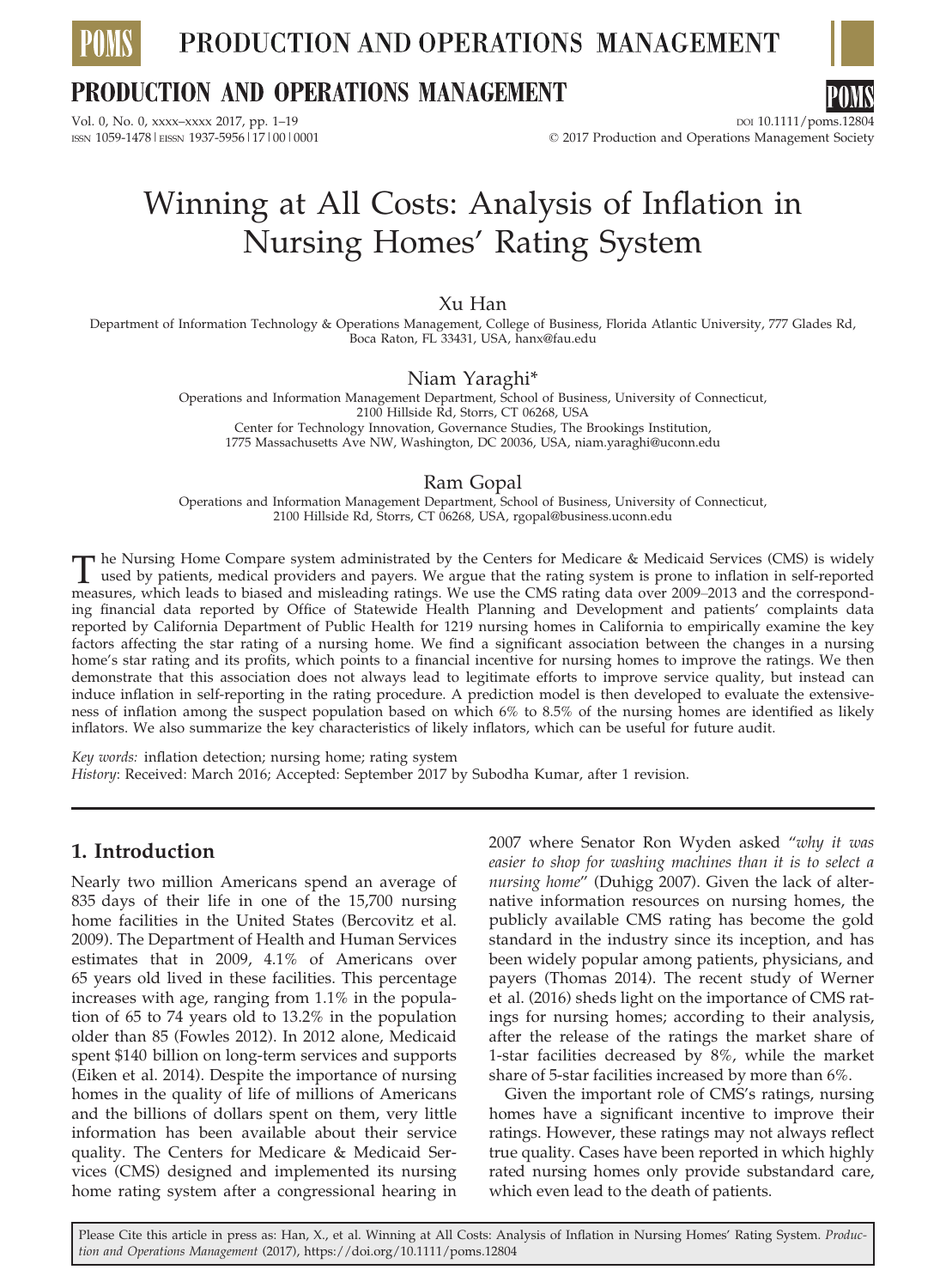# Winning at All Costs: Analysis of Inflation in Nursing Homes' Rating System

Xu Han

Department of Information Technology & Operations Management, College of Business, Florida Atlantic University, 777 Glades Rd, Boca Raton, FL 33431, USA, hanx@fau.edu

Niam Yaraghi*

Operations and Information Management Department, School of Business, University of Connecticut, 2100 Hillside Rd, Storrs, CT 06268, USA
Center for Technology Innovation, Governance Studies, The Brookings Institution, 1775 Massachusetts Ave NW, Washington, DC 20036, USA, niam.yaraghi@uconn.edu

Ram Gopal

Operations and Information Management Department, School of Business, University of Connecticut, 2100 Hillside Rd, Storrs, CT 06268, USA, rgopal@business.uconn.edu

The Nursing Home Compare system administrated by the Centers for Medicare & Medicaid Services (CMS) is widely used by patients, medical providers and payers. We argue that the rating system is prone to inflation in self-reported measures, which leads to biased and misleading ratings. We use the CMS rating data over 2009–2013 and the corresponding financial data reported by Office of Statewide Health Planning and Development and patients' complaints data reported by California Department of Public Health for 1219 nursing homes in California to empirically examine the key factors affecting the star rating of a nursing home. We find a significant association between the changes in a nursing home's star rating and its profits, which points to a financial incentive for nursing homes to improve the ratings. We then demonstrate that this association does not always lead to legitimate efforts to improve service quality, but instead can induce inflation in self-reporting in the rating procedure. A prediction model is then developed to evaluate the extensiveness of inflation among the suspect population based on which 6% to 8.5% of the nursing homes are identified as likely inflators. We also summarize the key characteristics of likely inflators, which can be useful for future audit.

*Key words:* inflation detection; nursing home; rating system
*History*: Received: March 2016; Accepted: September 2017 by Subodha Kumar, after 1 revision.

## 1. Introduction

Nearly two million Americans spend an average of 835 days of their life in one of the 15,700 nursing home facilities in the United States (Bercovitz et al. 2009). The Department of Health and Human Services estimates that in 2009, 4.1% of Americans over 65 years old lived in these facilities. This percentage increases with age, ranging from 1.1% in the population of 65 to 74 years old to 13.2% in the population older than 85 (Fowles 2012). In 2012 alone, Medicaid spent $140 billion on long-term services and supports (Eiken et al. 2014). Despite the importance of nursing homes in the quality of life of millions of Americans and the billions of dollars spent on them, very little information has been available about their service quality. The Centers for Medicare & Medicaid Services (CMS) designed and implemented its nursing home rating system after a congressional hearing in 2007 where Senator Ron Wyden asked "*why it was easier to shop for washing machines than it is to select a nursing home*" (Duhigg 2007). Given the lack of alternative information resources on nursing homes, the publicly available CMS rating has become the gold standard in the industry since its inception, and has been widely popular among patients, physicians, and payers (Thomas 2014). The recent study of Werner et al. (2016) sheds light on the importance of CMS ratings for nursing homes; according to their analysis, after the release of the ratings the market share of 1-star facilities decreased by 8%, while the market share of 5-star facilities increased by more than 6%.

Given the important role of CMS's ratings, nursing homes have a significant incentive to improve their ratings. However, these ratings may not always reflect true quality. Cases have been reported in which highly rated nursing homes only provide substandard care, which even lead to the death of patients.

Please Cite this article in press as: Han, X., et al. Winning at All Costs: Analysis of Inflation in Nursing Homes' Rating System. *Production and Operations Management* (2017), https://doi.org/10.1111/poms.12804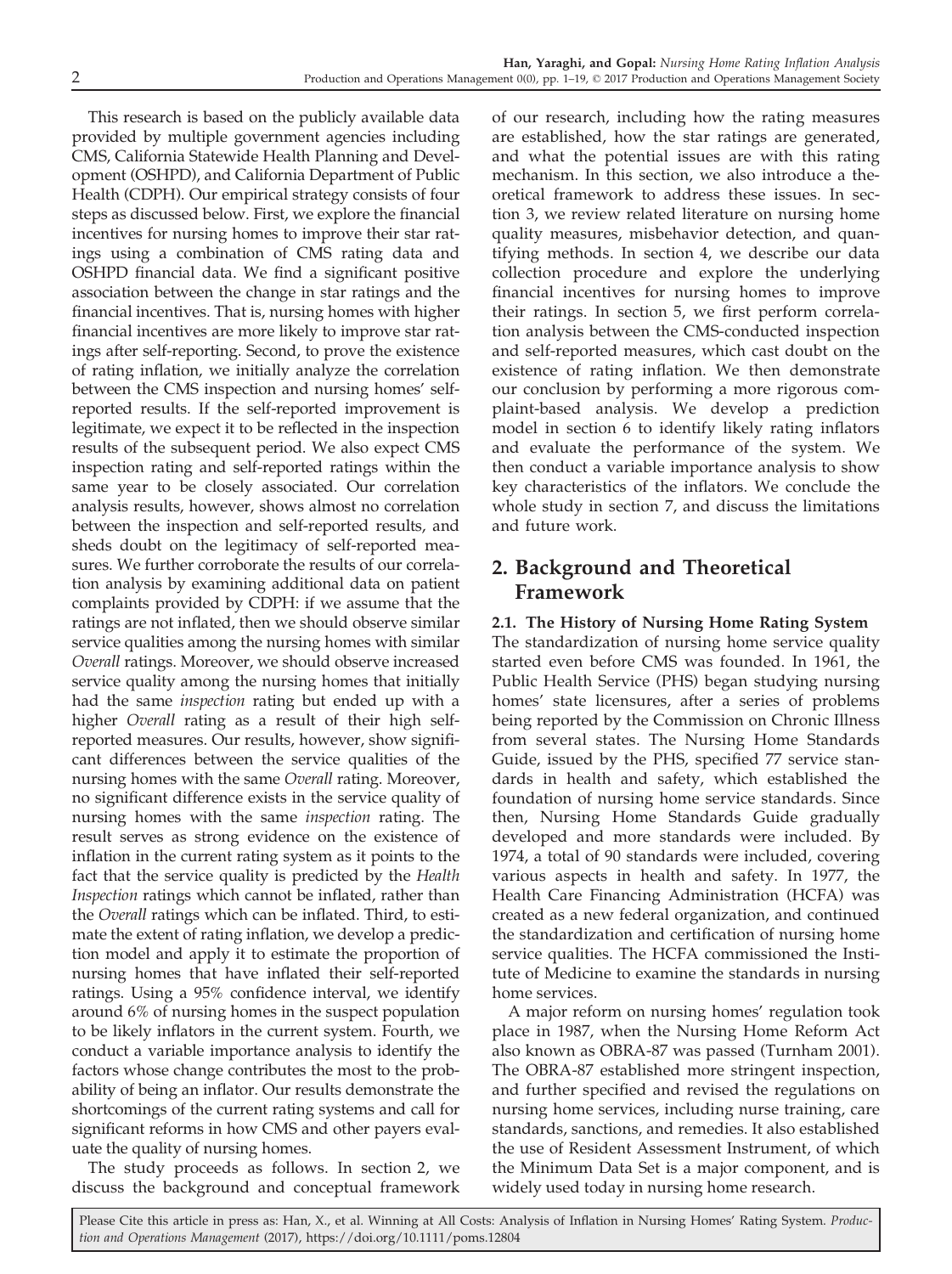This research is based on the publicly available data provided by multiple government agencies including CMS, California Statewide Health Planning and Development (OSHPD), and California Department of Public Health (CDPH). Our empirical strategy consists of four steps as discussed below. First, we explore the financial incentives for nursing homes to improve their star ratings using a combination of CMS rating data and OSHPD financial data. We find a significant positive association between the change in star ratings and the financial incentives. That is, nursing homes with higher financial incentives are more likely to improve star ratings after self-reporting. Second, to prove the existence of rating inflation, we initially analyze the correlation between the CMS inspection and nursing homes' self-reported results. If the self-reported improvement is legitimate, we expect it to be reflected in the inspection results of the subsequent period. We also expect CMS inspection rating and self-reported ratings within the same year to be closely associated. Our correlation analysis results, however, shows almost no correlation between the inspection and self-reported results, and sheds doubt on the legitimacy of self-reported measures. We further corroborate the results of our correlation analysis by examining additional data on patient complaints provided by CDPH: if we assume that the ratings are not inflated, then we should observe similar service qualities among the nursing homes with similar *Overall* ratings. Moreover, we should observe increased service quality among the nursing homes that initially had the same *inspection* rating but ended up with a higher *Overall* rating as a result of their high self-reported measures. Our results, however, show significant differences between the service qualities of the nursing homes with the same *Overall* rating. Moreover, no significant difference exists in the service quality of nursing homes with the same *inspection* rating. The result serves as strong evidence on the existence of inflation in the current rating system as it points to the fact that the service quality is predicted by the *Health Inspection* ratings which cannot be inflated, rather than the *Overall* ratings which can be inflated. Third, to estimate the extent of rating inflation, we develop a prediction model and apply it to estimate the proportion of nursing homes that have inflated their self-reported ratings. Using a 95% confidence interval, we identify around 6% of nursing homes in the suspect population to be likely inflators in the current system. Fourth, we conduct a variable importance analysis to identify the factors whose change contributes the most to the probability of being an inflator. Our results demonstrate the shortcomings of the current rating systems and call for significant reforms in how CMS and other payers evaluate the quality of nursing homes.

The study proceeds as follows. In section 2, we discuss the background and conceptual framework of our research, including how the rating measures are established, how the star ratings are generated, and what the potential issues are with this rating mechanism. In this section, we also introduce a theoretical framework to address these issues. In section 3, we review related literature on nursing home quality measures, misbehavior detection, and quantifying methods. In section 4, we describe our data collection procedure and explore the underlying financial incentives for nursing homes to improve their ratings. In section 5, we first perform correlation analysis between the CMS-conducted inspection and self-reported measures, which cast doubt on the existence of rating inflation. We then demonstrate our conclusion by performing a more rigorous complaint-based analysis. We develop a prediction model in section 6 to identify likely rating inflators and evaluate the performance of the system. We then conduct a variable importance analysis to show key characteristics of the inflators. We conclude the whole study in section 7, and discuss the limitations and future work.

## 2. Background and Theoretical Framework

### 2.1. The History of Nursing Home Rating System

The standardization of nursing home service quality started even before CMS was founded. In 1961, the Public Health Service (PHS) began studying nursing homes' state licensures, after a series of problems being reported by the Commission on Chronic Illness from several states. The Nursing Home Standards Guide, issued by the PHS, specified 77 service standards in health and safety, which established the foundation of nursing home service standards. Since then, Nursing Home Standards Guide gradually developed and more standards were included. By 1974, a total of 90 standards were included, covering various aspects in health and safety. In 1977, the Health Care Financing Administration (HCFA) was created as a new federal organization, and continued the standardization and certification of nursing home service qualities. The HCFA commissioned the Institute of Medicine to examine the standards in nursing home services.

A major reform on nursing homes' regulation took place in 1987, when the Nursing Home Reform Act also known as OBRA-87 was passed (Turnham 2001). The OBRA-87 established more stringent inspection, and further specified and revised the regulations on nursing home services, including nurse training, care standards, sanctions, and remedies. It also established the use of Resident Assessment Instrument, of which the Minimum Data Set is a major component, and is widely used today in nursing home research.

Please Cite this article in press as: Han, X., et al. Winning at All Costs: Analysis of Inflation in Nursing Homes' Rating System. *Production and Operations Management* (2017), https://doi.org/10.1111/poms.12804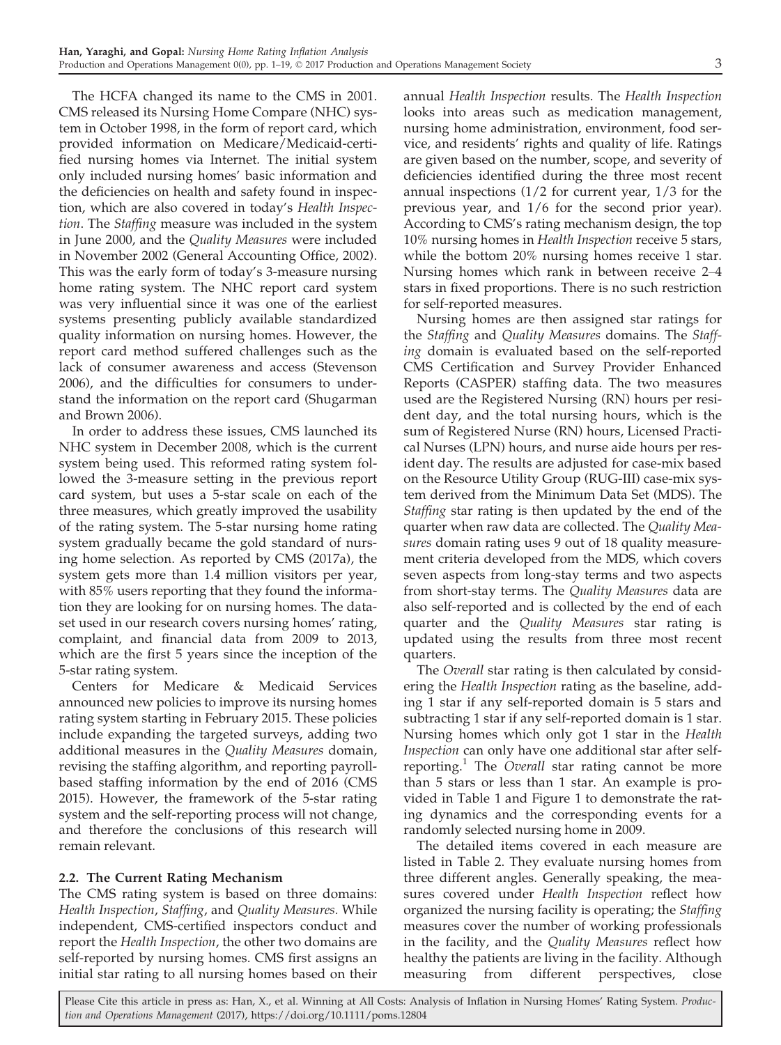The HCFA changed its name to the CMS in 2001. CMS released its Nursing Home Compare (NHC) system in October 1998, in the form of report card, which provided information on Medicare/Medicaid-certified nursing homes via Internet. The initial system only included nursing homes' basic information and the deficiencies on health and safety found in inspection, which are also covered in today's *Health Inspection*. The *Staffing* measure was included in the system in June 2000, and the *Quality Measures* were included in November 2002 (General Accounting Office, 2002). This was the early form of today's 3-measure nursing home rating system. The NHC report card system was very influential since it was one of the earliest systems presenting publicly available standardized quality information on nursing homes. However, the report card method suffered challenges such as the lack of consumer awareness and access (Stevenson 2006), and the difficulties for consumers to understand the information on the report card (Shugarman and Brown 2006).

In order to address these issues, CMS launched its NHC system in December 2008, which is the current system being used. This reformed rating system followed the 3-measure setting in the previous report card system, but uses a 5-star scale on each of the three measures, which greatly improved the usability of the rating system. The 5-star nursing home rating system gradually became the gold standard of nursing home selection. As reported by CMS (2017a), the system gets more than 1.4 million visitors per year, with 85% users reporting that they found the information they are looking for on nursing homes. The dataset used in our research covers nursing homes' rating, complaint, and financial data from 2009 to 2013, which are the first 5 years since the inception of the 5-star rating system.

Centers for Medicare & Medicaid Services announced new policies to improve its nursing homes rating system starting in February 2015. These policies include expanding the targeted surveys, adding two additional measures in the *Quality Measures* domain, revising the staffing algorithm, and reporting payroll-based staffing information by the end of 2016 (CMS 2015). However, the framework of the 5-star rating system and the self-reporting process will not change, and therefore the conclusions of this research will remain relevant.

### 2.2. The Current Rating Mechanism

The CMS rating system is based on three domains: *Health Inspection*, *Staffing*, and *Quality Measures*. While independent, CMS-certified inspectors conduct and report the *Health Inspection*, the other two domains are self-reported by nursing homes. CMS first assigns an initial star rating to all nursing homes based on their annual *Health Inspection* results. The *Health Inspection* looks into areas such as medication management, nursing home administration, environment, food service, and residents' rights and quality of life. Ratings are given based on the number, scope, and severity of deficiencies identified during the three most recent annual inspections (1/2 for current year, 1/3 for the previous year, and 1/6 for the second prior year). According to CMS's rating mechanism design, the top 10% nursing homes in *Health Inspection* receive 5 stars, while the bottom 20% nursing homes receive 1 star. Nursing homes which rank in between receive 2–4 stars in fixed proportions. There is no such restriction for self-reported measures.

Nursing homes are then assigned star ratings for the *Staffing* and *Quality Measures* domains. The *Staffing* domain is evaluated based on the self-reported CMS Certification and Survey Provider Enhanced Reports (CASPER) staffing data. The two measures used are the Registered Nursing (RN) hours per resident day, and the total nursing hours, which is the sum of Registered Nurse (RN) hours, Licensed Practical Nurses (LPN) hours, and nurse aide hours per resident day. The results are adjusted for case-mix based on the Resource Utility Group (RUG-III) case-mix system derived from the Minimum Data Set (MDS). The *Staffing* star rating is then updated by the end of the quarter when raw data are collected. The *Quality Measures* domain rating uses 9 out of 18 quality measurement criteria developed from the MDS, which covers seven aspects from long-stay terms and two aspects from short-stay terms. The *Quality Measures* data are also self-reported and is collected by the end of each quarter and the *Quality Measures* star rating is updated using the results from three most recent quarters.

The *Overall* star rating is then calculated by considering the *Health Inspection* rating as the baseline, adding 1 star if any self-reported domain is 5 stars and subtracting 1 star if any self-reported domain is 1 star. Nursing homes which only got 1 star in the *Health Inspection* can only have one additional star after self-reporting.[1] The *Overall* star rating cannot be more than 5 stars or less than 1 star. An example is provided in Table 1 and Figure 1 to demonstrate the rating dynamics and the corresponding events for a randomly selected nursing home in 2009.

The detailed items covered in each measure are listed in Table 2. They evaluate nursing homes from three different angles. Generally speaking, the measures covered under *Health Inspection* reflect how organized the nursing facility is operating; the *Staffing* measures cover the number of working professionals in the facility, and the *Quality Measures* reflect how healthy the patients are living in the facility. Although measuring from different perspectives, close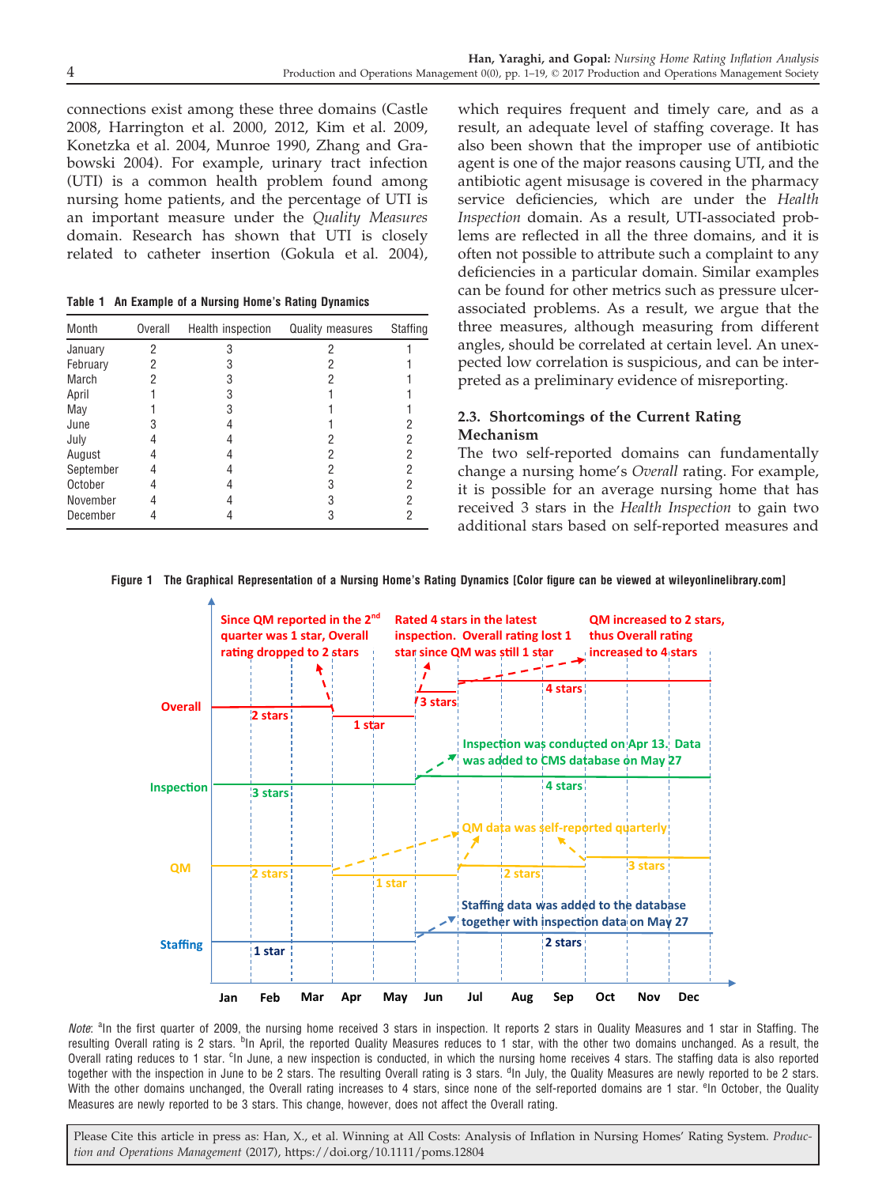connections exist among these three domains (Castle 2008, Harrington et al. 2000, 2012, Kim et al. 2009, Konetzka et al. 2004, Munroe 1990, Zhang and Grabowski 2004). For example, urinary tract infection (UTI) is a common health problem found among nursing home patients, and the percentage of UTI is an important measure under the *Quality Measures* domain. Research has shown that UTI is closely related to catheter insertion (Gokula et al. 2004), which requires frequent and timely care, and as a result, an adequate level of staffing coverage. It has also been shown that the improper use of antibiotic agent is one of the major reasons causing UTI, and the antibiotic agent misusage is covered in the pharmacy service deficiencies, which are under the *Health Inspection* domain. As a result, UTI-associated problems are reflected in all the three domains, and it is often not possible to attribute such a complaint to any deficiencies in a particular domain. Similar examples can be found for other metrics such as pressure ulcer-associated problems. As a result, we argue that the three measures, although measuring from different angles, should be correlated at certain level. An unexpected low correlation is suspicious, and can be interpreted as a preliminary evidence of misreporting.

**Table 1 An Example of a Nursing Home's Rating Dynamics**

| Month | Overall | Health inspection | Quality measures | Staffing |
|---|---|---|---|---|
| January | 2 | 3 | 2 | 1 |
| February | 2 | 3 | 2 | 1 |
| March | 2 | 3 | 2 | 1 |
| April | 1 | 3 | 1 | 1 |
| May | 1 | 3 | 1 | 1 |
| June | 3 | 4 | 1 | 2 |
| July | 4 | 4 | 2 | 2 |
| August | 4 | 4 | 2 | 2 |
| September | 4 | 4 | 2 | 2 |
| October | 4 | 4 | 3 | 2 |
| November | 4 | 4 | 3 | 2 |
| December | 4 | 4 | 3 | 2 |

### 2.3. Shortcomings of the Current Rating Mechanism

The two self-reported domains can fundamentally change a nursing home's *Overall* rating. For example, it is possible for an average nursing home that has received 3 stars in the *Health Inspection* to gain two additional stars based on self-reported measures and

**Figure 1 The Graphical Representation of a Nursing Home's Rating Dynamics [Color figure can be viewed at wileyonlinelibrary.com]**

*Note*: [a]In the first quarter of 2009, the nursing home received 3 stars in inspection. It reports 2 stars in Quality Measures and 1 star in Staffing. The resulting Overall rating is 2 stars. [b]In April, the reported Quality Measures reduces to 1 star, with the other two domains unchanged. As a result, the Overall rating reduces to 1 star. [c]In June, a new inspection is conducted, in which the nursing home receives 4 stars. The staffing data is also reported together with the inspection in June to be 2 stars. The resulting Overall rating is 3 stars. [d]In July, the Quality Measures are newly reported to be 2 stars. With the other domains unchanged, the Overall rating increases to 4 stars, since none of the self-reported domains are 1 star. [e]In October, the Quality Measures are newly reported to be 3 stars. This change, however, does not affect the Overall rating.

Please Cite this article in press as: Han, X., et al. Winning at All Costs: Analysis of Inflation in Nursing Homes' Rating System. *Production and Operations Management* (2017), https://doi.org/10.1111/poms.12804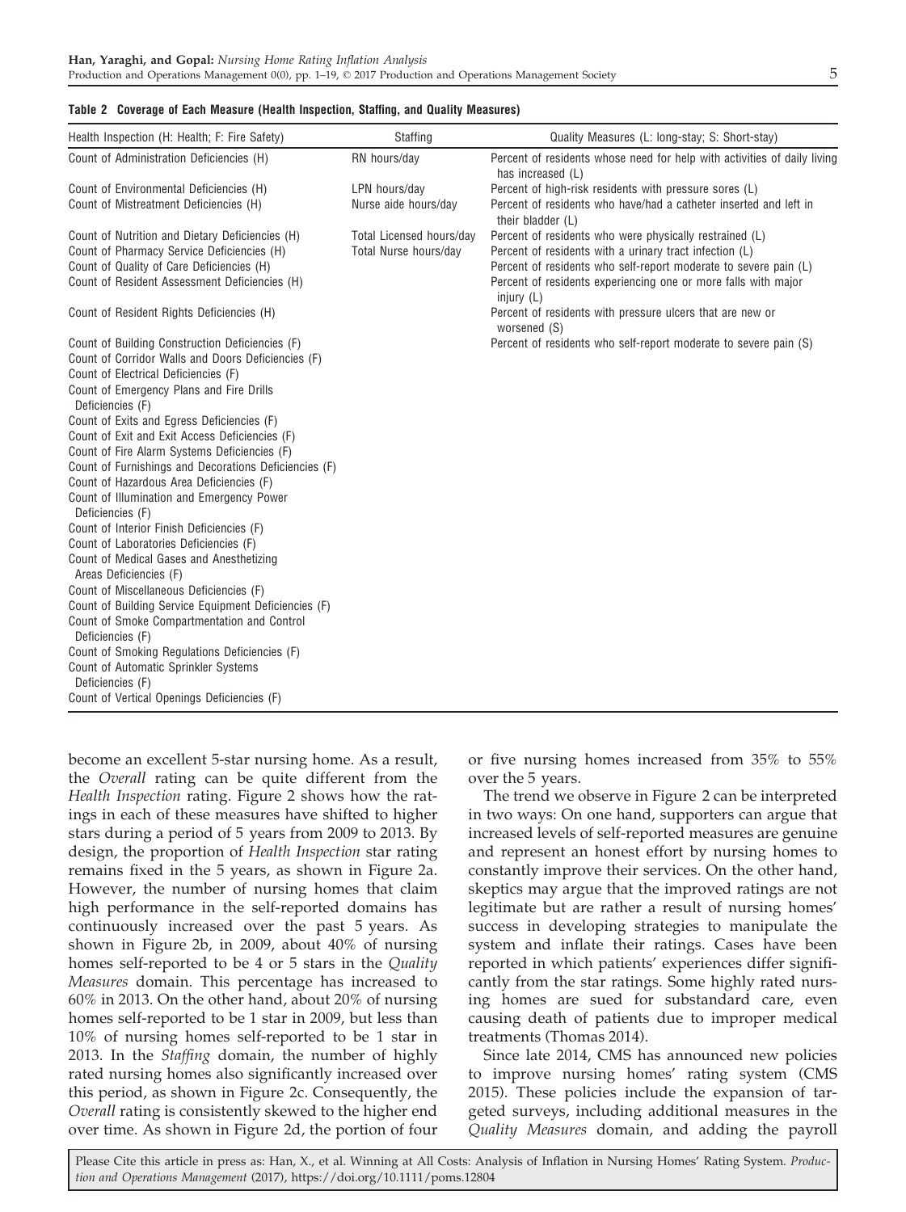**Table 2 Coverage of Each Measure (Health Inspection, Staffing, and Quality Measures)**

| Health Inspection (H: Health; F: Fire Safety) | Staffing | Quality Measures (L: long-stay; S: Short-stay) |
|---|---|---|
| Count of Administration Deficiencies (H) | RN hours/day | Percent of residents whose need for help with activities of daily living has increased (L) |
| Count of Environmental Deficiencies (H) | LPN hours/day | Percent of high-risk residents with pressure sores (L) |
| Count of Mistreatment Deficiencies (H) | Nurse aide hours/day | Percent of residents who have/had a catheter inserted and left in their bladder (L) |
| Count of Nutrition and Dietary Deficiencies (H) | Total Licensed hours/day | Percent of residents who were physically restrained (L) |
| Count of Pharmacy Service Deficiencies (H) | Total Nurse hours/day | Percent of residents with a urinary tract infection (L) |
| Count of Quality of Care Deficiencies (H) | | Percent of residents who self-report moderate to severe pain (L) |
| Count of Resident Assessment Deficiencies (H) | | Percent of residents experiencing one or more falls with major injury (L) |
| Count of Resident Rights Deficiencies (H) | | Percent of residents with pressure ulcers that are new or worsened (S) |
| Count of Building Construction Deficiencies (F) | | Percent of residents who self-report moderate to severe pain (S) |
| Count of Corridor Walls and Doors Deficiencies (F) | | |
| Count of Electrical Deficiencies (F) | | |
| Count of Emergency Plans and Fire Drills Deficiencies (F) | | |
| Count of Exits and Egress Deficiencies (F) | | |
| Count of Exit and Exit Access Deficiencies (F) | | |
| Count of Fire Alarm Systems Deficiencies (F) | | |
| Count of Furnishings and Decorations Deficiencies (F) | | |
| Count of Hazardous Area Deficiencies (F) | | |
| Count of Illumination and Emergency Power Deficiencies (F) | | |
| Count of Interior Finish Deficiencies (F) | | |
| Count of Laboratories Deficiencies (F) | | |
| Count of Medical Gases and Anesthetizing Areas Deficiencies (F) | | |
| Count of Miscellaneous Deficiencies (F) | | |
| Count of Building Service Equipment Deficiencies (F) | | |
| Count of Smoke Compartmentation and Control Deficiencies (F) | | |
| Count of Smoking Regulations Deficiencies (F) | | |
| Count of Automatic Sprinkler Systems Deficiencies (F) | | |
| Count of Vertical Openings Deficiencies (F) | | |

become an excellent 5-star nursing home. As a result, the *Overall* rating can be quite different from the *Health Inspection* rating. Figure 2 shows how the ratings in each of these measures have shifted to higher stars during a period of 5 years from 2009 to 2013. By design, the proportion of *Health Inspection* star rating remains fixed in the 5 years, as shown in Figure 2a. However, the number of nursing homes that claim high performance in the self-reported domains has continuously increased over the past 5 years. As shown in Figure 2b, in 2009, about 40% of nursing homes self-reported to be 4 or 5 stars in the *Quality Measures* domain. This percentage has increased to 60% in 2013. On the other hand, about 20% of nursing homes self-reported to be 1 star in 2009, but less than 10% of nursing homes self-reported to be 1 star in 2013. In the *Staffing* domain, the number of highly rated nursing homes also significantly increased over this period, as shown in Figure 2c. Consequently, the *Overall* rating is consistently skewed to the higher end over time. As shown in Figure 2d, the portion of four or five nursing homes increased from 35% to 55% over the 5 years.

The trend we observe in Figure 2 can be interpreted in two ways: On one hand, supporters can argue that increased levels of self-reported measures are genuine and represent an honest effort by nursing homes to constantly improve their services. On the other hand, skeptics may argue that the improved ratings are not legitimate but are rather a result of nursing homes' success in developing strategies to manipulate the system and inflate their ratings. Cases have been reported in which patients' experiences differ significantly from the star ratings. Some highly rated nursing homes are sued for substandard care, even causing death of patients due to improper medical treatments (Thomas 2014).

Since late 2014, CMS has announced new policies to improve nursing homes' rating system (CMS 2015). These policies include the expansion of targeted surveys, including additional measures in the *Quality Measures* domain, and adding the payroll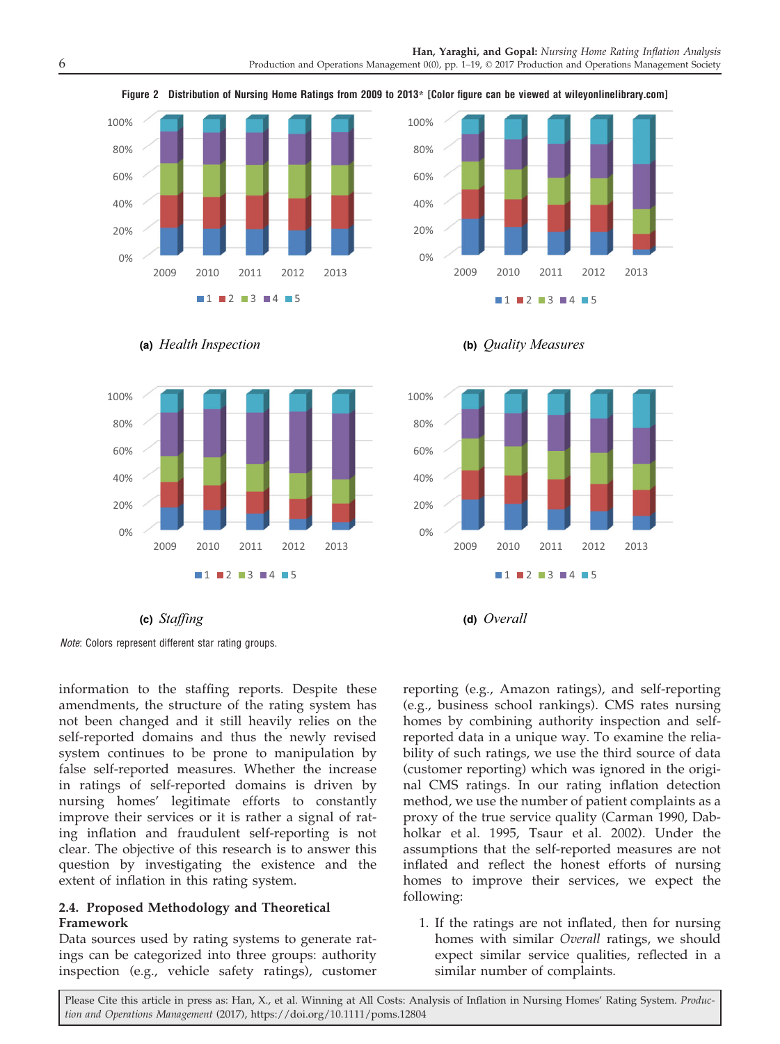**Figure 2 Distribution of Nursing Home Ratings from 2009 to 2013* [Color figure can be viewed at wileyonlinelibrary.com]**

(a) *Health Inspection*

(b) *Quality Measures*

(c) *Staffing*

(d) *Overall*

*Note*: Colors represent different star rating groups.

information to the staffing reports. Despite these amendments, the structure of the rating system has not been changed and it still heavily relies on the self-reported domains and thus the newly revised system continues to be prone to manipulation by false self-reported measures. Whether the increase in ratings of self-reported domains is driven by nursing homes' legitimate efforts to constantly improve their services or it is rather a signal of rating inflation and fraudulent self-reporting is not clear. The objective of this research is to answer this question by investigating the existence and the extent of inflation in this rating system.

### 2.4. Proposed Methodology and Theoretical Framework

Data sources used by rating systems to generate ratings can be categorized into three groups: authority inspection (e.g., vehicle safety ratings), customer reporting (e.g., Amazon ratings), and self-reporting (e.g., business school rankings). CMS rates nursing homes by combining authority inspection and self-reported data in a unique way. To examine the reliability of such ratings, we use the third source of data (customer reporting) which was ignored in the original CMS ratings. In our rating inflation detection method, we use the number of patient complaints as a proxy of the true service quality (Carman 1990, Dabholkar et al. 1995, Tsaur et al. 2002). Under the assumptions that the self-reported measures are not inflated and reflect the honest efforts of nursing homes to improve their services, we expect the following:

1. If the ratings are not inflated, then for nursing homes with similar *Overall* ratings, we should expect similar service qualities, reflected in a similar number of complaints.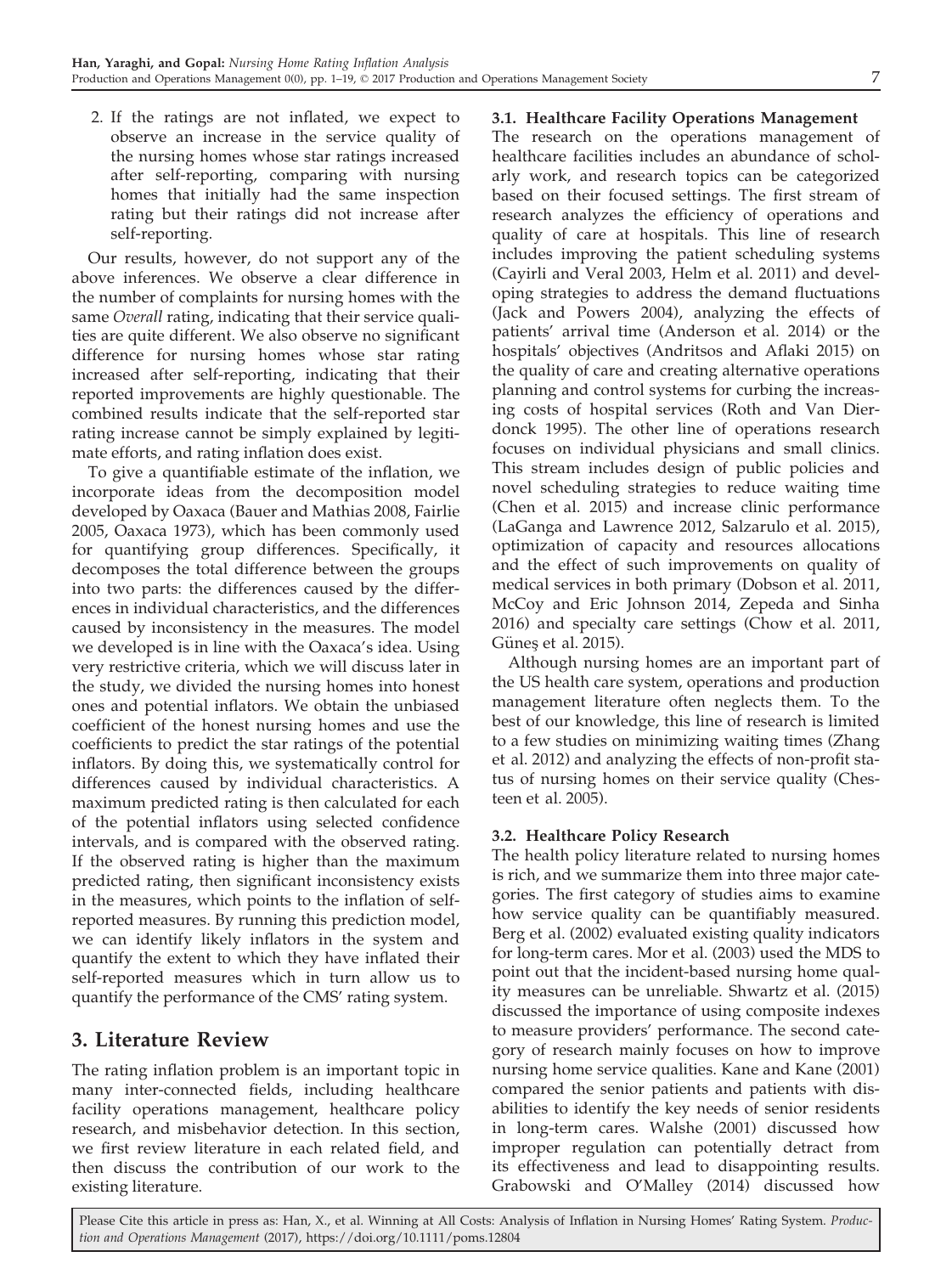2. If the ratings are not inflated, we expect to observe an increase in the service quality of the nursing homes whose star ratings increased after self-reporting, comparing with nursing homes that initially had the same inspection rating but their ratings did not increase after self-reporting.

Our results, however, do not support any of the above inferences. We observe a clear difference in the number of complaints for nursing homes with the same *Overall* rating, indicating that their service qualities are quite different. We also observe no significant difference for nursing homes whose star rating increased after self-reporting, indicating that their reported improvements are highly questionable. The combined results indicate that the self-reported star rating increase cannot be simply explained by legitimate efforts, and rating inflation does exist.

To give a quantifiable estimate of the inflation, we incorporate ideas from the decomposition model developed by Oaxaca (Bauer and Mathias 2008, Fairlie 2005, Oaxaca 1973), which has been commonly used for quantifying group differences. Specifically, it decomposes the total difference between the groups into two parts: the differences caused by the differences in individual characteristics, and the differences caused by inconsistency in the measures. The model we developed is in line with the Oaxaca's idea. Using very restrictive criteria, which we will discuss later in the study, we divided the nursing homes into honest ones and potential inflators. We obtain the unbiased coefficient of the honest nursing homes and use the coefficients to predict the star ratings of the potential inflators. By doing this, we systematically control for differences caused by individual characteristics. A maximum predicted rating is then calculated for each of the potential inflators using selected confidence intervals, and is compared with the observed rating. If the observed rating is higher than the maximum predicted rating, then significant inconsistency exists in the measures, which points to the inflation of self-reported measures. By running this prediction model, we can identify likely inflators in the system and quantify the extent to which they have inflated their self-reported measures which in turn allow us to quantify the performance of the CMS' rating system.

## 3. Literature Review

The rating inflation problem is an important topic in many inter-connected fields, including healthcare facility operations management, healthcare policy research, and misbehavior detection. In this section, we first review literature in each related field, and then discuss the contribution of our work to the existing literature.

### 3.1. Healthcare Facility Operations Management

The research on the operations management of healthcare facilities includes an abundance of scholarly work, and research topics can be categorized based on their focused settings. The first stream of research analyzes the efficiency of operations and quality of care at hospitals. This line of research includes improving the patient scheduling systems (Cayirli and Veral 2003, Helm et al. 2011) and developing strategies to address the demand fluctuations (Jack and Powers 2004), analyzing the effects of patients' arrival time (Anderson et al. 2014) or the hospitals' objectives (Andritsos and Aflaki 2015) on the quality of care and creating alternative operations planning and control systems for curbing the increasing costs of hospital services (Roth and Van Dierdonck 1995). The other line of operations research focuses on individual physicians and small clinics. This stream includes design of public policies and novel scheduling strategies to reduce waiting time (Chen et al. 2015) and increase clinic performance (LaGanga and Lawrence 2012, Salzarulo et al. 2015), optimization of capacity and resources allocations and the effect of such improvements on quality of medical services in both primary (Dobson et al. 2011, McCoy and Eric Johnson 2014, Zepeda and Sinha 2016) and specialty care settings (Chow et al. 2011, Güneş et al. 2015).

Although nursing homes are an important part of the US health care system, operations and production management literature often neglects them. To the best of our knowledge, this line of research is limited to a few studies on minimizing waiting times (Zhang et al. 2012) and analyzing the effects of non-profit status of nursing homes on their service quality (Chesteen et al. 2005).

### 3.2. Healthcare Policy Research

The health policy literature related to nursing homes is rich, and we summarize them into three major categories. The first category of studies aims to examine how service quality can be quantifiably measured. Berg et al. (2002) evaluated existing quality indicators for long-term cares. Mor et al. (2003) used the MDS to point out that the incident-based nursing home quality measures can be unreliable. Shwartz et al. (2015) discussed the importance of using composite indexes to measure providers' performance. The second category of research mainly focuses on how to improve nursing home service qualities. Kane and Kane (2001) compared the senior patients and patients with disabilities to identify the key needs of senior residents in long-term cares. Walshe (2001) discussed how improper regulation can potentially detract from its effectiveness and lead to disappointing results. Grabowski and O'Malley (2014) discussed how

Please Cite this article in press as: Han, X., et al. Winning at All Costs: Analysis of Inflation in Nursing Homes' Rating System. *Production and Operations Management* (2017), https://doi.org/10.1111/poms.12804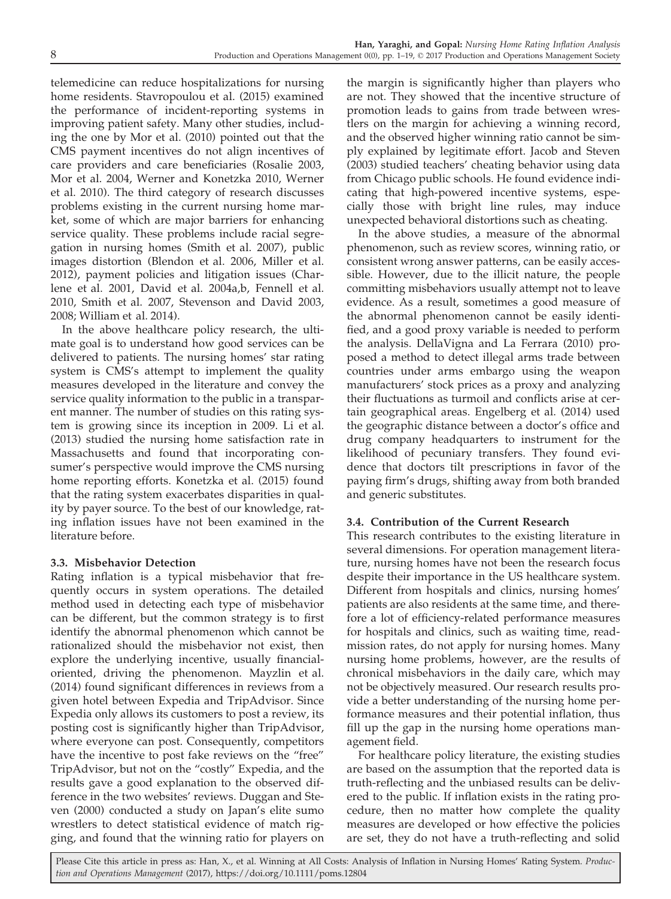telemedicine can reduce hospitalizations for nursing home residents. Stavropoulou et al. (2015) examined the performance of incident-reporting systems in improving patient safety. Many other studies, including the one by Mor et al. (2010) pointed out that the CMS payment incentives do not align incentives of care providers and care beneficiaries (Rosalie 2003, Mor et al. 2004, Werner and Konetzka 2010, Werner et al. 2010). The third category of research discusses problems existing in the current nursing home market, some of which are major barriers for enhancing service quality. These problems include racial segregation in nursing homes (Smith et al. 2007), public images distortion (Blendon et al. 2006, Miller et al. 2012), payment policies and litigation issues (Charlene et al. 2001, David et al. 2004a,b, Fennell et al. 2010, Smith et al. 2007, Stevenson and David 2003, 2008; William et al. 2014).

In the above healthcare policy research, the ultimate goal is to understand how good services can be delivered to patients. The nursing homes' star rating system is CMS's attempt to implement the quality measures developed in the literature and convey the service quality information to the public in a transparent manner. The number of studies on this rating system is growing since its inception in 2009. Li et al. (2013) studied the nursing home satisfaction rate in Massachusetts and found that incorporating consumer's perspective would improve the CMS nursing home reporting efforts. Konetzka et al. (2015) found that the rating system exacerbates disparities in quality by payer source. To the best of our knowledge, rating inflation issues have not been examined in the literature before.

### 3.3. Misbehavior Detection

Rating inflation is a typical misbehavior that frequently occurs in system operations. The detailed method used in detecting each type of misbehavior can be different, but the common strategy is to first identify the abnormal phenomenon which cannot be rationalized should the misbehavior not exist, then explore the underlying incentive, usually financial-oriented, driving the phenomenon. Mayzlin et al. (2014) found significant differences in reviews from a given hotel between Expedia and TripAdvisor. Since Expedia only allows its customers to post a review, its posting cost is significantly higher than TripAdvisor, where everyone can post. Consequently, competitors have the incentive to post fake reviews on the "free" TripAdvisor, but not on the "costly" Expedia, and the results gave a good explanation to the observed difference in the two websites' reviews. Duggan and Steven (2000) conducted a study on Japan's elite sumo wrestlers to detect statistical evidence of match rigging, and found that the winning ratio for players on the margin is significantly higher than players who are not. They showed that the incentive structure of promotion leads to gains from trade between wrestlers on the margin for achieving a winning record, and the observed higher winning ratio cannot be simply explained by legitimate effort. Jacob and Steven (2003) studied teachers' cheating behavior using data from Chicago public schools. He found evidence indicating that high-powered incentive systems, especially those with bright line rules, may induce unexpected behavioral distortions such as cheating.

In the above studies, a measure of the abnormal phenomenon, such as review scores, winning ratio, or consistent wrong answer patterns, can be easily accessible. However, due to the illicit nature, the people committing misbehaviors usually attempt not to leave evidence. As a result, sometimes a good measure of the abnormal phenomenon cannot be easily identified, and a good proxy variable is needed to perform the analysis. DellaVigna and La Ferrara (2010) proposed a method to detect illegal arms trade between countries under arms embargo using the weapon manufacturers' stock prices as a proxy and analyzing their fluctuations as turmoil and conflicts arise at certain geographical areas. Engelberg et al. (2014) used the geographic distance between a doctor's office and drug company headquarters to instrument for the likelihood of pecuniary transfers. They found evidence that doctors tilt prescriptions in favor of the paying firm's drugs, shifting away from both branded and generic substitutes.

### 3.4. Contribution of the Current Research

This research contributes to the existing literature in several dimensions. For operation management literature, nursing homes have not been the research focus despite their importance in the US healthcare system. Different from hospitals and clinics, nursing homes' patients are also residents at the same time, and therefore a lot of efficiency-related performance measures for hospitals and clinics, such as waiting time, readmission rates, do not apply for nursing homes. Many nursing home problems, however, are the results of chronical misbehaviors in the daily care, which may not be objectively measured. Our research results provide a better understanding of the nursing home performance measures and their potential inflation, thus fill up the gap in the nursing home operations management field.

For healthcare policy literature, the existing studies are based on the assumption that the reported data is truth-reflecting and the unbiased results can be delivered to the public. If inflation exists in the rating procedure, then no matter how complete the quality measures are developed or how effective the policies are set, they do not have a truth-reflecting and solid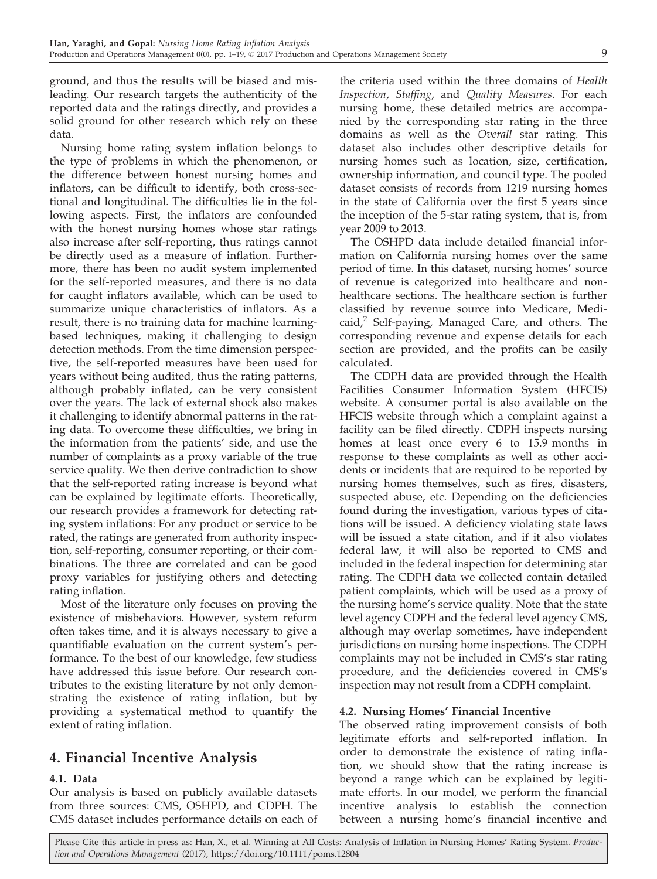ground, and thus the results will be biased and misleading. Our research targets the authenticity of the reported data and the ratings directly, and provides a solid ground for other research which rely on these data.

Nursing home rating system inflation belongs to the type of problems in which the phenomenon, or the difference between honest nursing homes and inflators, can be difficult to identify, both cross-sectional and longitudinal. The difficulties lie in the following aspects. First, the inflators are confounded with the honest nursing homes whose star ratings also increase after self-reporting, thus ratings cannot be directly used as a measure of inflation. Furthermore, there has been no audit system implemented for the self-reported measures, and there is no data for caught inflators available, which can be used to summarize unique characteristics of inflators. As a result, there is no training data for machine learning-based techniques, making it challenging to design detection methods. From the time dimension perspective, the self-reported measures have been used for years without being audited, thus the rating patterns, although probably inflated, can be very consistent over the years. The lack of external shock also makes it challenging to identify abnormal patterns in the rating data. To overcome these difficulties, we bring in the information from the patients' side, and use the number of complaints as a proxy variable of the true service quality. We then derive contradiction to show that the self-reported rating increase is beyond what can be explained by legitimate efforts. Theoretically, our research provides a framework for detecting rating system inflations: For any product or service to be rated, the ratings are generated from authority inspection, self-reporting, consumer reporting, or their combinations. The three are correlated and can be good proxy variables for justifying others and detecting rating inflation.

Most of the literature only focuses on proving the existence of misbehaviors. However, system reform often takes time, and it is always necessary to give a quantifiable evaluation on the current system's performance. To the best of our knowledge, few studiess have addressed this issue before. Our research contributes to the existing literature by not only demonstrating the existence of rating inflation, but by providing a systematical method to quantify the extent of rating inflation.

## 4. Financial Incentive Analysis

### 4.1. Data

Our analysis is based on publicly available datasets from three sources: CMS, OSHPD, and CDPH. The CMS dataset includes performance details on each of the criteria used within the three domains of *Health Inspection*, *Staffing*, and *Quality Measures*. For each nursing home, these detailed metrics are accompanied by the corresponding star rating in the three domains as well as the *Overall* star rating. This dataset also includes other descriptive details for nursing homes such as location, size, certification, ownership information, and council type. The pooled dataset consists of records from 1219 nursing homes in the state of California over the first 5 years since the inception of the 5-star rating system, that is, from year 2009 to 2013.

The OSHPD data include detailed financial information on California nursing homes over the same period of time. In this dataset, nursing homes' source of revenue is categorized into healthcare and nonhealthcare sections. The healthcare section is further classified by revenue source into Medicare, Medicaid,[2] Self-paying, Managed Care, and others. The corresponding revenue and expense details for each section are provided, and the profits can be easily calculated.

The CDPH data are provided through the Health Facilities Consumer Information System (HFCIS) website. A consumer portal is also available on the HFCIS website through which a complaint against a facility can be filed directly. CDPH inspects nursing homes at least once every 6 to 15.9 months in response to these complaints as well as other accidents or incidents that are required to be reported by nursing homes themselves, such as fires, disasters, suspected abuse, etc. Depending on the deficiencies found during the investigation, various types of citations will be issued. A deficiency violating state laws will be issued a state citation, and if it also violates federal law, it will also be reported to CMS and included in the federal inspection for determining star rating. The CDPH data we collected contain detailed patient complaints, which will be used as a proxy of the nursing home's service quality. Note that the state level agency CDPH and the federal level agency CMS, although may overlap sometimes, have independent jurisdictions on nursing home inspections. The CDPH complaints may not be included in CMS's star rating procedure, and the deficiencies covered in CMS's inspection may not result from a CDPH complaint.

### 4.2. Nursing Homes' Financial Incentive

The observed rating improvement consists of both legitimate efforts and self-reported inflation. In order to demonstrate the existence of rating inflation, we should show that the rating increase is beyond a range which can be explained by legitimate efforts. In our model, we perform the financial incentive analysis to establish the connection between a nursing home's financial incentive and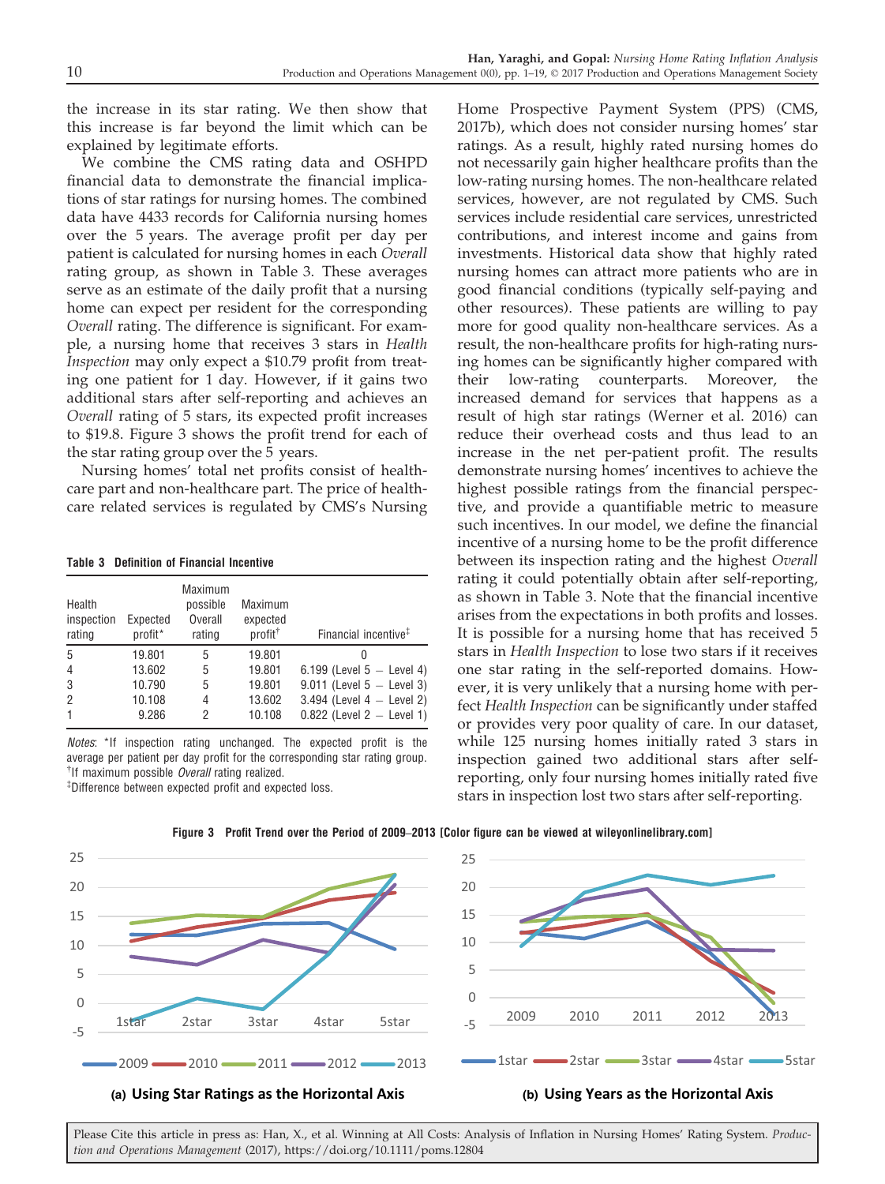the increase in its star rating. We then show that this increase is far beyond the limit which can be explained by legitimate efforts.

We combine the CMS rating data and OSHPD financial data to demonstrate the financial implications of star ratings for nursing homes. The combined data have 4433 records for California nursing homes over the 5 years. The average profit per day per patient is calculated for nursing homes in each *Overall* rating group, as shown in Table 3. These averages serve as an estimate of the daily profit that a nursing home can expect per resident for the corresponding *Overall* rating. The difference is significant. For example, a nursing home that receives 3 stars in *Health Inspection* may only expect a \$10.79 profit from treating one patient for 1 day. However, if it gains two additional stars after self-reporting and achieves an *Overall* rating of 5 stars, its expected profit increases to \$19.8. Figure 3 shows the profit trend for each of the star rating group over the 5 years.

Nursing homes' total net profits consist of healthcare part and non-healthcare part. The price of healthcare related services is regulated by CMS's Nursing Home Prospective Payment System (PPS) (CMS, 2017b), which does not consider nursing homes' star ratings. As a result, highly rated nursing homes do not necessarily gain higher healthcare profits than the low-rating nursing homes. The non-healthcare related services, however, are not regulated by CMS. Such services include residential care services, unrestricted contributions, and interest income and gains from investments. Historical data show that highly rated nursing homes can attract more patients who are in good financial conditions (typically self-paying and other resources). These patients are willing to pay more for good quality non-healthcare services. As a result, the non-healthcare profits for high-rating nursing homes can be significantly higher compared with their low-rating counterparts. Moreover, the increased demand for services that happens as a result of high star ratings (Werner et al. 2016) can reduce their overhead costs and thus lead to an increase in the net per-patient profit. The results demonstrate nursing homes' incentives to achieve the highest possible ratings from the financial perspective, and provide a quantifiable metric to measure such incentives. In our model, we define the financial incentive of a nursing home to be the profit difference between its inspection rating and the highest *Overall* rating it could potentially obtain after self-reporting, as shown in Table 3. Note that the financial incentive arises from the expectations in both profits and losses. It is possible for a nursing home that has received 5 stars in *Health Inspection* to lose two stars if it receives one star rating in the self-reported domains. However, it is very unlikely that a nursing home with perfect *Health Inspection* can be significantly under staffed or provides very poor quality of care. In our dataset, while 125 nursing homes initially rated 3 stars in inspection gained two additional stars after self-reporting, only four nursing homes initially rated five stars in inspection lost two stars after self-reporting.

**Table 3 Definition of Financial Incentive**

| Health inspection rating | Expected profit* | Maximum possible Overall rating | Maximum expected profit† | Financial incentive‡ |
|---|---|---|---|---|
| 5 | 19.801 | 5 | 19.801 | 0 |
| 4 | 13.602 | 5 | 19.801 | 6.199 (Level 5 − Level 4) |
| 3 | 10.790 | 5 | 19.801 | 9.011 (Level 5 − Level 3) |
| 2 | 10.108 | 4 | 13.602 | 3.494 (Level 4 − Level 2) |
| 1 | 9.286 | 2 | 10.108 | 0.822 (Level 2 − Level 1) |

*Notes*: *If inspection rating unchanged. The expected profit is the average per patient per day profit for the corresponding star rating group.
†If maximum possible *Overall* rating realized.
‡Difference between expected profit and expected loss.

**Figure 3 Profit Trend over the Period of 2009–2013 [Color figure can be viewed at wileyonlinelibrary.com]**

(a) Using Star Ratings as the Horizontal Axis

(b) Using Years as the Horizontal Axis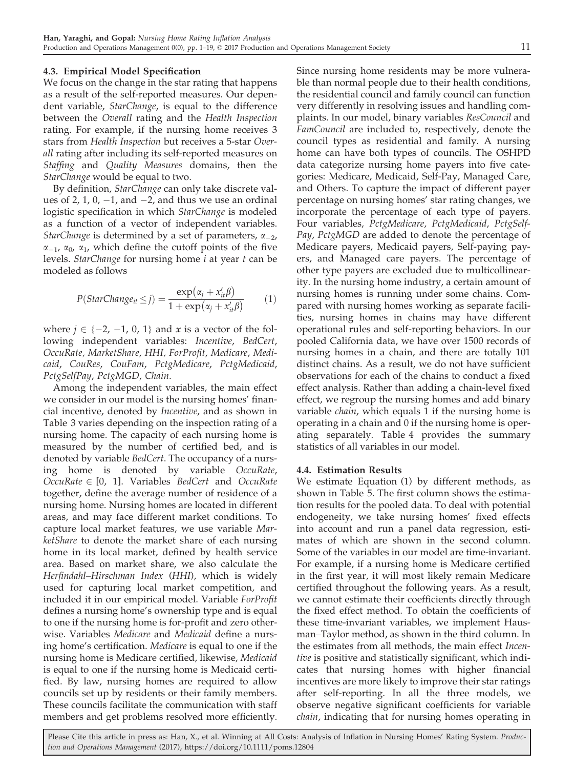### 4.3. Empirical Model Specification

We focus on the change in the star rating that happens as a result of the self-reported measures. Our dependent variable, *StarChange*, is equal to the difference between the *Overall* rating and the *Health Inspection* rating. For example, if the nursing home receives 3 stars from *Health Inspection* but receives a 5-star *Overall* rating after including its self-reported measures on *Staffing* and *Quality Measures* domains, then the *StarChange* would be equal to two.

By definition, *StarChange* can only take discrete values of 2, 1, 0, −1, and −2, and thus we use an ordinal logistic specification in which *StarChange* is modeled as a function of a vector of independent variables. *StarChange* is determined by a set of parameters, $\alpha_{-2}$, $\alpha_{-1}$, $\alpha_0$, $\alpha_1$, which define the cutoff points of the five levels. *StarChange* for nursing home $i$ at year $t$ can be modeled as follows

$$P(StarChange_{it} \leq j) = \frac{\exp(\alpha_j + x'_{it}\beta)}{1 + \exp(\alpha_j + x'_{it}\beta)} \quad (1)$$

where $j \in \{-2, -1, 0, 1\}$ and $x$ is a vector of the following independent variables: *Incentive*, *BedCert*, *OccuRate*, *MarketShare*, *HHI*, *ForProfit*, *Medicare*, *Medicaid*, *CouRes*, *CouFam*, *PctgMedicare*, *PctgMedicaid*, *PctgSelfPay*, *PctgMGD*, *Chain*.

Among the independent variables, the main effect we consider in our model is the nursing homes' financial incentive, denoted by *Incentive*, and as shown in Table 3 varies depending on the inspection rating of a nursing home. The capacity of each nursing home is measured by the number of certified bed, and is denoted by variable *BedCert*. The occupancy of a nursing home is denoted by variable *OccuRate*, $OccuRate \in [0, 1]$. Variables *BedCert* and *OccuRate* together, define the average number of residence of a nursing home. Nursing homes are located in different areas, and may face different market conditions. To capture local market features, we use variable *MarketShare* to denote the market share of each nursing home in its local market, defined by health service area. Based on market share, we also calculate the *Herfindahl–Hirschman Index* (*HHI*), which is widely used for capturing local market competition, and included it in our empirical model. Variable *ForProfit* defines a nursing home's ownership type and is equal to one if the nursing home is for-profit and zero otherwise. Variables *Medicare* and *Medicaid* define a nursing home's certification. *Medicare* is equal to one if the nursing home is Medicare certified, likewise, *Medicaid* is equal to one if the nursing home is Medicaid certified. By law, nursing homes are required to allow councils set up by residents or their family members. These councils facilitate the communication with staff members and get problems resolved more efficiently. Since nursing home residents may be more vulnerable than normal people due to their health conditions, the residential council and family council can function very differently in resolving issues and handling complaints. In our model, binary variables *ResCouncil* and *FamCouncil* are included to, respectively, denote the council types as residential and family. A nursing home can have both types of councils. The OSHPD data categorize nursing home payers into five categories: Medicare, Medicaid, Self-Pay, Managed Care, and Others. To capture the impact of different payer percentage on nursing homes' star rating changes, we incorporate the percentage of each type of payers. Four variables, *PctgMedicare*, *PctgMedicaid*, *PctgSelfPay*, *PctgMGD* are added to denote the percentage of Medicare payers, Medicaid payers, Self-paying payers, and Managed care payers. The percentage of other type payers are excluded due to multicollinearity. In the nursing home industry, a certain amount of nursing homes is running under some chains. Compared with nursing homes working as separate facilities, nursing homes in chains may have different operational rules and self-reporting behaviors. In our pooled California data, we have over 1500 records of nursing homes in a chain, and there are totally 101 distinct chains. As a result, we do not have sufficient observations for each of the chains to conduct a fixed effect analysis. Rather than adding a chain-level fixed effect, we regroup the nursing homes and add binary variable *chain*, which equals 1 if the nursing home is operating in a chain and 0 if the nursing home is operating separately. Table 4 provides the summary statistics of all variables in our model.

### 4.4. Estimation Results

We estimate Equation (1) by different methods, as shown in Table 5. The first column shows the estimation results for the pooled data. To deal with potential endogeneity, we take nursing homes' fixed effects into account and run a panel data regression, estimates of which are shown in the second column. Some of the variables in our model are time-invariant. For example, if a nursing home is Medicare certified in the first year, it will most likely remain Medicare certified throughout the following years. As a result, we cannot estimate their coefficients directly through the fixed effect method. To obtain the coefficients of these time-invariant variables, we implement Hausman–Taylor method, as shown in the third column. In the estimates from all methods, the main effect *Incentive* is positive and statistically significant, which indicates that nursing homes with higher financial incentives are more likely to improve their star ratings after self-reporting. In all the three models, we observe negative significant coefficients for variable *chain*, indicating that for nursing homes operating in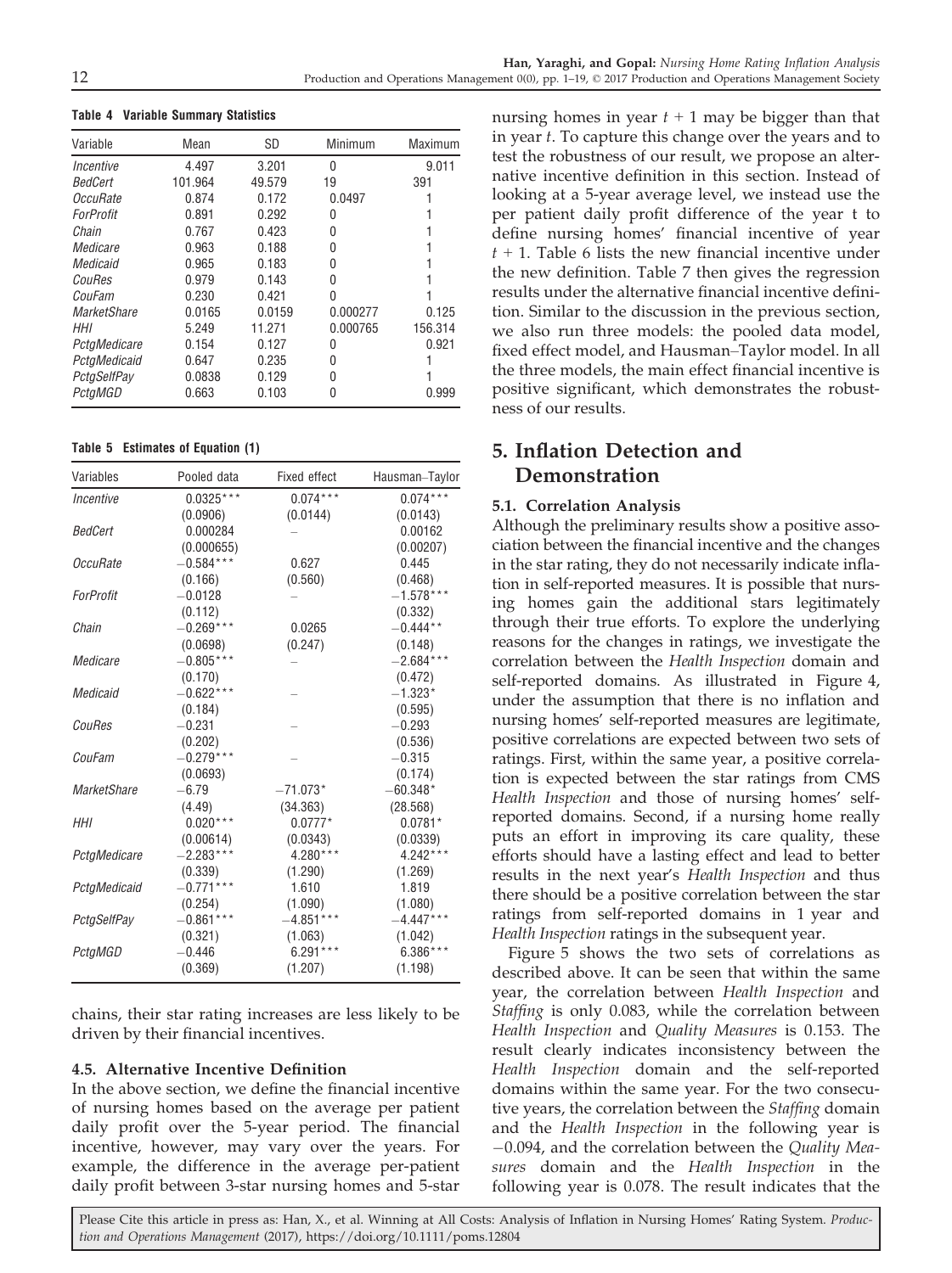**Table 4 Variable Summary Statistics**

| Variable | Mean | SD | Minimum | Maximum |
|---|---|---|---|---|
| *Incentive* | 4.497 | 3.201 | 0 | 9.011 |
| *BedCert* | 101.964 | 49.579 | 19 | 391 |
| *OccuRate* | 0.874 | 0.172 | 0.0497 | 1 |
| *ForProfit* | 0.891 | 0.292 | 0 | 1 |
| *Chain* | 0.767 | 0.423 | 0 | 1 |
| *Medicare* | 0.963 | 0.188 | 0 | 1 |
| *Medicaid* | 0.965 | 0.183 | 0 | 1 |
| *CouRes* | 0.979 | 0.143 | 0 | 1 |
| *CouFam* | 0.230 | 0.421 | 0 | 1 |
| *MarketShare* | 0.0165 | 0.0159 | 0.000277 | 0.125 |
| *HHI* | 5.249 | 11.271 | 0.000765 | 156.314 |
| *PctgMedicare* | 0.154 | 0.127 | 0 | 0.921 |
| *PctgMedicaid* | 0.647 | 0.235 | 0 | 1 |
| *PctgSelfPay* | 0.0838 | 0.129 | 0 | 1 |
| *PctgMGD* | 0.663 | 0.103 | 0 | 0.999 |

**Table 5 Estimates of Equation (1)**

| Variables | Pooled data | Fixed effect | Hausman–Taylor |
|---|---|---|---|
| *Incentive* | 0.0325*** | 0.074*** | 0.074*** |
| | (0.0906) | (0.0144) | (0.0143) |
| *BedCert* | 0.000284 | – | 0.00162 |
| | (0.000655) | | (0.00207) |
| *OccuRate* | −0.584*** | 0.627 | 0.445 |
| | (0.166) | (0.560) | (0.468) |
| *ForProfit* | −0.0128 | – | −1.578*** |
| | (0.112) | | (0.332) |
| *Chain* | −0.269*** | 0.0265 | −0.444** |
| | (0.0698) | (0.247) | (0.148) |
| *Medicare* | −0.805*** | – | −2.684*** |
| | (0.170) | | (0.472) |
| *Medicaid* | −0.622*** | – | −1.323* |
| | (0.184) | | (0.595) |
| *CouRes* | −0.231 | – | −0.293 |
| | (0.202) | | (0.536) |
| *CouFam* | −0.279*** | – | −0.315 |
| | (0.0693) | | (0.174) |
| *MarketShare* | −6.79 | −71.073* | −60.348* |
| | (4.49) | (34.363) | (28.568) |
| *HHI* | 0.020*** | 0.0777* | 0.0781* |
| | (0.00614) | (0.0343) | (0.0339) |
| *PctgMedicare* | −2.283*** | 4.280*** | 4.242*** |
| | (0.339) | (1.290) | (1.269) |
| *PctgMedicaid* | −0.771*** | 1.610 | 1.819 |
| | (0.254) | (1.090) | (1.080) |
| *PctgSelfPay* | −0.861*** | −4.851*** | −4.447*** |
| | (0.321) | (1.063) | (1.042) |
| *PctgMGD* | −0.446 | 6.291*** | 6.386*** |
| | (0.369) | (1.207) | (1.198) |

chains, their star rating increases are less likely to be driven by their financial incentives.

### 4.5. Alternative Incentive Definition

In the above section, we define the financial incentive of nursing homes based on the average per patient daily profit over the 5-year period. The financial incentive, however, may vary over the years. For example, the difference in the average per-patient daily profit between 3-star nursing homes and 5-star nursing homes in year $t + 1$ may be bigger than that in year $t$. To capture this change over the years and to test the robustness of our result, we propose an alternative incentive definition in this section. Instead of looking at a 5-year average level, we instead use the per patient daily profit difference of the year t to define nursing homes' financial incentive of year $t + 1$. Table 6 lists the new financial incentive under the new definition. Table 7 then gives the regression results under the alternative financial incentive definition. Similar to the discussion in the previous section, we also run three models: the pooled data model, fixed effect model, and Hausman–Taylor model. In all the three models, the main effect financial incentive is positive significant, which demonstrates the robustness of our results.

## 5. Inflation Detection and Demonstration

### 5.1. Correlation Analysis

Although the preliminary results show a positive association between the financial incentive and the changes in the star rating, they do not necessarily indicate inflation in self-reported measures. It is possible that nursing homes gain the additional stars legitimately through their true efforts. To explore the underlying reasons for the changes in ratings, we investigate the correlation between the *Health Inspection* domain and self-reported domains. As illustrated in Figure 4, under the assumption that there is no inflation and nursing homes' self-reported measures are legitimate, positive correlations are expected between two sets of ratings. First, within the same year, a positive correlation is expected between the star ratings from CMS *Health Inspection* and those of nursing homes' self-reported domains. Second, if a nursing home really puts an effort in improving its care quality, these efforts should have a lasting effect and lead to better results in the next year's *Health Inspection* and thus there should be a positive correlation between the star ratings from self-reported domains in 1 year and *Health Inspection* ratings in the subsequent year.

Figure 5 shows the two sets of correlations as described above. It can be seen that within the same year, the correlation between *Health Inspection* and *Staffing* is only 0.083, while the correlation between *Health Inspection* and *Quality Measures* is 0.153. The result clearly indicates inconsistency between the *Health Inspection* domain and the self-reported domains within the same year. For the two consecutive years, the correlation between the *Staffing* domain and the *Health Inspection* in the following year is −0.094, and the correlation between the *Quality Measures* domain and the *Health Inspection* in the following year is 0.078. The result indicates that the

Please Cite this article in press as: Han, X., et al. Winning at All Costs: Analysis of Inflation in Nursing Homes' Rating System. *Production and Operations Management* (2017), https://doi.org/10.1111/poms.12804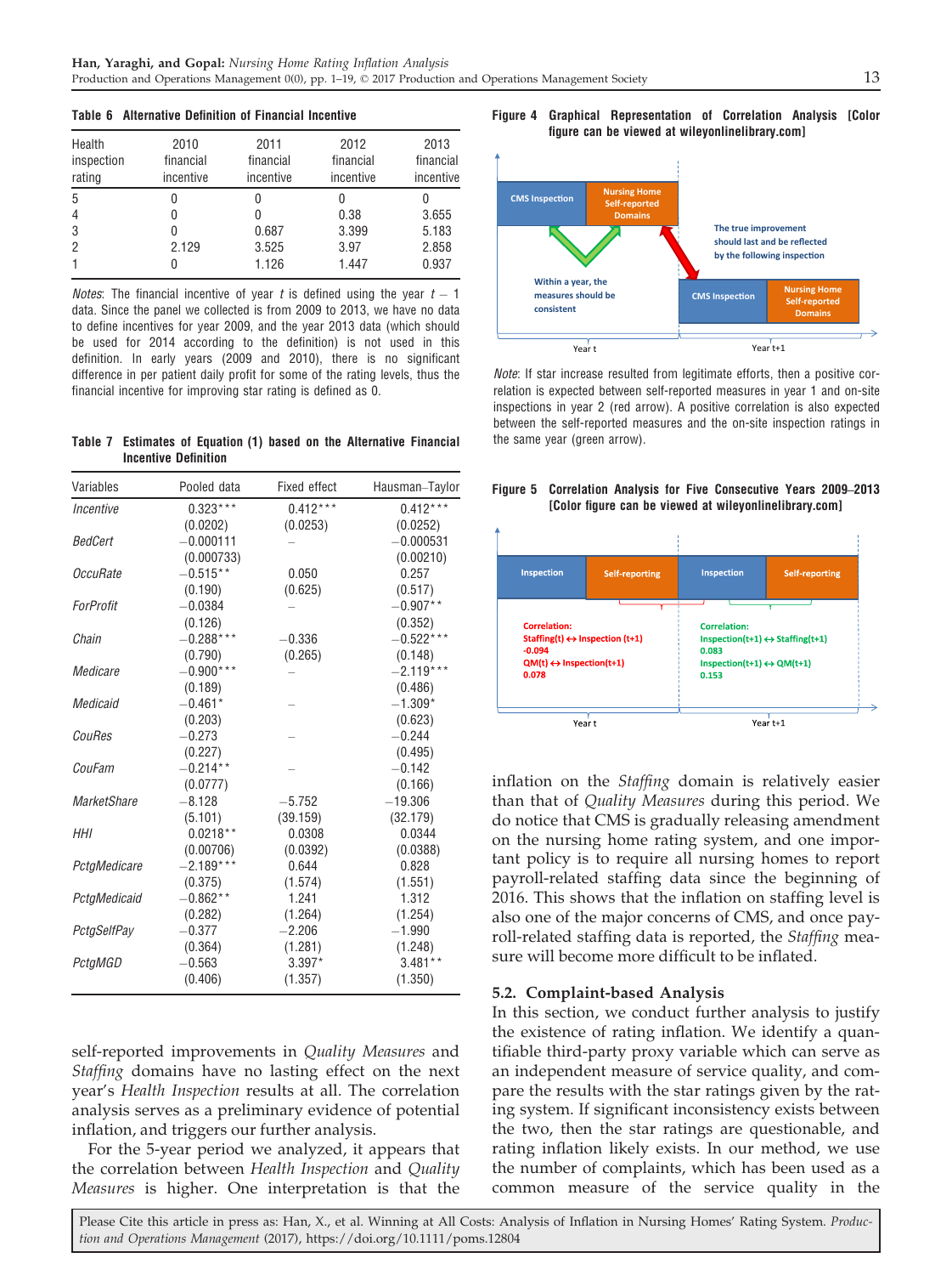**Table 6 Alternative Definition of Financial Incentive**

| Health inspection rating | 2010 financial incentive | 2011 financial incentive | 2012 financial incentive | 2013 financial incentive |
|---|---|---|---|---|
| 5 | 0 | 0 | 0 | 0 |
| 4 | 0 | 0 | 0.38 | 3.655 |
| 3 | 0 | 0.687 | 3.399 | 5.183 |
| 2 | 2.129 | 3.525 | 3.97 | 2.858 |
| 1 | 0 | 1.126 | 1.447 | 0.937 |

*Notes*: The financial incentive of year $t$ is defined using the year $t-1$ data. Since the panel we collected is from 2009 to 2013, we have no data to define incentives for year 2009, and the year 2013 data (which should be used for 2014 according to the definition) is not used in this definition. In early years (2009 and 2010), there is no significant difference in per patient daily profit for some of the rating levels, thus the financial incentive for improving star rating is defined as 0.

**Table 7 Estimates of Equation (1) based on the Alternative Financial Incentive Definition**

| Variables | Pooled data | Fixed effect | Hausman–Taylor |
|---|---|---|---|
| *Incentive* | 0.323*** | 0.412*** | 0.412*** |
| | (0.0202) | (0.0253) | (0.0252) |
| *BedCert* | −0.000111 | – | −0.000531 |
| | (0.000733) | | (0.00210) |
| *OccuRate* | −0.515** | 0.050 | 0.257 |
| | (0.190) | (0.625) | (0.517) |
| *ForProfit* | −0.0384 | – | −0.907** |
| | (0.126) | | (0.352) |
| *Chain* | −0.288*** | −0.336 | −0.522*** |
| | (0.790) | (0.265) | (0.148) |
| *Medicare* | −0.900*** | – | −2.119*** |
| | (0.189) | | (0.486) |
| *Medicaid* | −0.461* | – | −1.309* |
| | (0.203) | | (0.623) |
| *CouRes* | −0.273 | – | −0.244 |
| | (0.227) | | (0.495) |
| *CouFam* | −0.214** | – | −0.142 |
| | (0.0777) | | (0.166) |
| *MarketShare* | −8.128 | −5.752 | −19.306 |
| | (5.101) | (39.159) | (32.179) |
| *HHI* | 0.0218** | 0.0308 | 0.0344 |
| | (0.00706) | (0.0392) | (0.0388) |
| *PctgMedicare* | −2.189*** | 0.644 | 0.828 |
| | (0.375) | (1.574) | (1.551) |
| *PctgMedicaid* | −0.862** | 1.241 | 1.312 |
| | (0.282) | (1.264) | (1.254) |
| *PctgSelfPay* | −0.377 | −2.206 | −1.990 |
| | (0.364) | (1.281) | (1.248) |
| *PctgMGD* | −0.563 | 3.397* | 3.481** |
| | (0.406) | (1.357) | (1.350) |

self-reported improvements in *Quality Measures* and *Staffing* domains have no lasting effect on the next year's *Health Inspection* results at all. The correlation analysis serves as a preliminary evidence of potential inflation, and triggers our further analysis.

For the 5-year period we analyzed, it appears that the correlation between *Health Inspection* and *Quality Measures* is higher. One interpretation is that the inflation on the *Staffing* domain is relatively easier than that of *Quality Measures* during this period. We do notice that CMS is gradually releasing amendment on the nursing home rating system, and one important policy is to require all nursing homes to report payroll-related staffing data since the beginning of 2016. This shows that the inflation on staffing level is also one of the major concerns of CMS, and once payroll-related staffing data is reported, the *Staffing* measure will become more difficult to be inflated.

**Figure 4 Graphical Representation of Correlation Analysis [Color figure can be viewed at wileyonlinelibrary.com]**

*Note*: If star increase resulted from legitimate efforts, then a positive correlation is expected between self-reported measures in year 1 and on-site inspections in year 2 (red arrow). A positive correlation is also expected between the self-reported measures and the on-site inspection ratings in the same year (green arrow).

**Figure 5 Correlation Analysis for Five Consecutive Years 2009–2013 [Color figure can be viewed at wileyonlinelibrary.com]**

### 5.2. Complaint-based Analysis

In this section, we conduct further analysis to justify the existence of rating inflation. We identify a quantifiable third-party proxy variable which can serve as an independent measure of service quality, and compare the results with the star ratings given by the rating system. If significant inconsistency exists between the two, then the star ratings are questionable, and rating inflation likely exists. In our method, we use the number of complaints, which has been used as a common measure of the service quality in the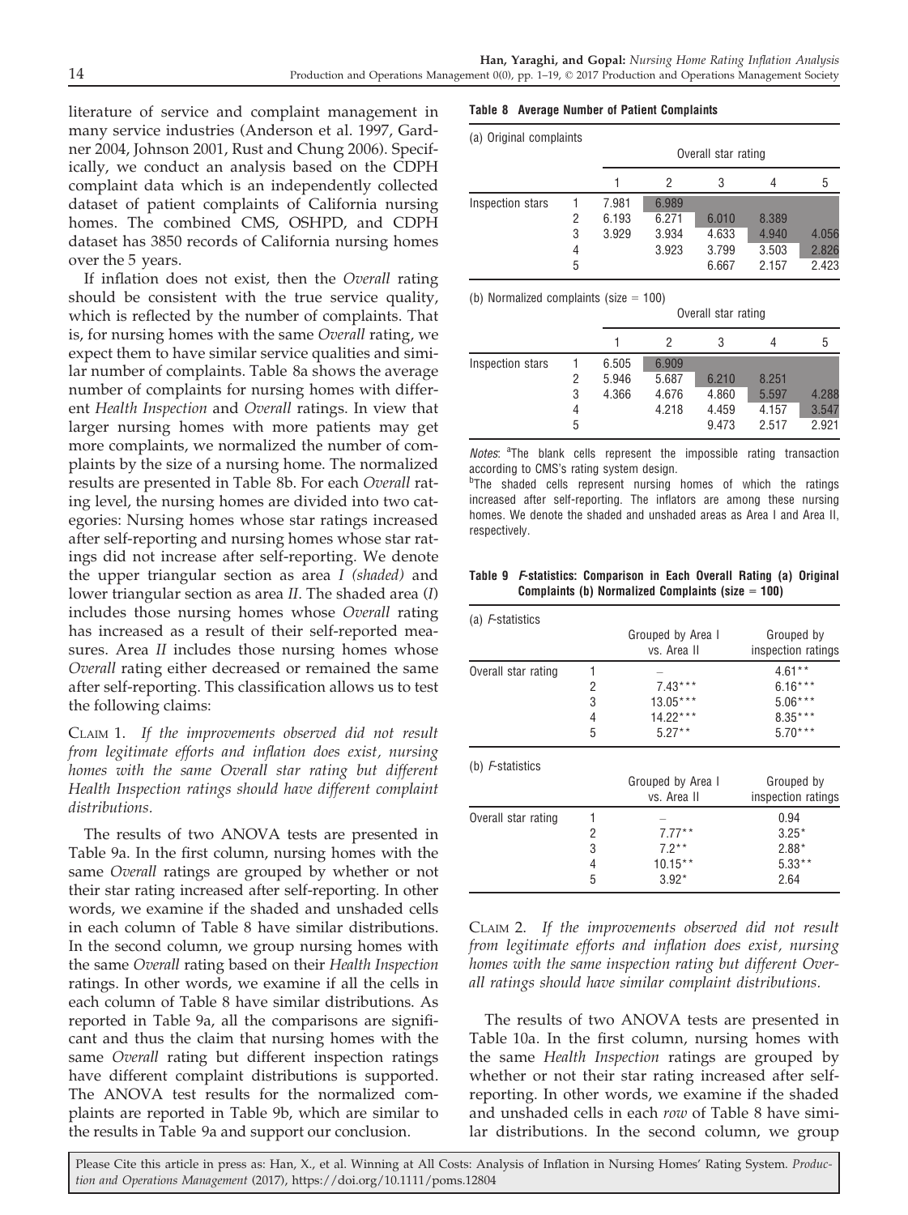literature of service and complaint management in many service industries (Anderson et al. 1997, Gardner 2004, Johnson 2001, Rust and Chung 2006). Specifically, we conduct an analysis based on the CDPH complaint data which is an independently collected dataset of patient complaints of California nursing homes. The combined CMS, OSHPD, and CDPH dataset has 3850 records of California nursing homes over the 5 years.

If inflation does not exist, then the *Overall* rating should be consistent with the true service quality, which is reflected by the number of complaints. That is, for nursing homes with the same *Overall* rating, we expect them to have similar service qualities and similar number of complaints. Table 8a shows the average number of complaints for nursing homes with different *Health Inspection* and *Overall* ratings. In view that larger nursing homes with more patients may get more complaints, we normalized the number of complaints by the size of a nursing home. The normalized results are presented in Table 8b. For each *Overall* rating level, the nursing homes are divided into two categories: Nursing homes whose star ratings increased after self-reporting and nursing homes whose star ratings did not increase after self-reporting. We denote the upper triangular section as area *I (shaded)* and lower triangular section as area *II*. The shaded area (*I*) includes those nursing homes whose *Overall* rating has increased as a result of their self-reported measures. Area *II* includes those nursing homes whose *Overall* rating either decreased or remained the same after self-reporting. This classification allows us to test the following claims:

Claim 1. *If the improvements observed did not result from legitimate efforts and inflation does exist, nursing homes with the same Overall star rating but different Health Inspection ratings should have different complaint distributions.*

The results of two ANOVA tests are presented in Table 9a. In the first column, nursing homes with the same *Overall* ratings are grouped by whether or not their star rating increased after self-reporting. In other words, we examine if the shaded and unshaded cells in each column of Table 8 have similar distributions. In the second column, we group nursing homes with the same *Overall* rating based on their *Health Inspection* ratings. In other words, we examine if all the cells in each column of Table 8 have similar distributions. As reported in Table 9a, all the comparisons are significant and thus the claim that nursing homes with the same *Overall* rating but different inspection ratings have different complaint distributions is supported. The ANOVA test results for the normalized complaints are reported in Table 9b, which are similar to the results in Table 9a and support our conclusion.

**Table 8 Average Number of Patient Complaints**

(a) Original complaints

| | | Overall star rating | | | | |
|---|---|---|---|---|---|---|
| | | 1 | 2 | 3 | 4 | 5 |
| Inspection stars | 1 | 7.981 | 6.989 | | | |
| | 2 | 6.193 | 6.271 | 6.010 | 8.389 | |
| | 3 | 3.929 | 3.934 | 4.633 | 4.940 | 4.056 |
| | 4 | | 3.923 | 3.799 | 3.503 | 2.826 |
| | 5 | | | 6.667 | 2.157 | 2.423 |

(b) Normalized complaints (size = 100)

| | | Overall star rating | | | | |
|---|---|---|---|---|---|---|
| | | 1 | 2 | 3 | 4 | 5 |
| Inspection stars | 1 | 6.505 | 6.909 | | | |
| | 2 | 5.946 | 5.687 | 6.210 | 8.251 | |
| | 3 | 4.366 | 4.676 | 4.860 | 5.597 | 4.288 |
| | 4 | | 4.218 | 4.459 | 4.157 | 3.547 |
| | 5 | | | 9.473 | 2.517 | 2.921 |

*Notes*: [a]The blank cells represent the impossible rating transaction according to CMS's rating system design.
[b]The shaded cells represent nursing homes of which the ratings increased after self-reporting. The inflators are among these nursing homes. We denote the shaded and unshaded areas as Area I and Area II, respectively.

**Table 9 *F*-statistics: Comparison in Each Overall Rating (a) Original Complaints (b) Normalized Complaints (size = 100)**

(a) *F*-statistics

| | | Grouped by Area I vs. Area II | Grouped by inspection ratings |
|---|---|---|---|
| Overall star rating | 1 | – | 4.61** |
| | 2 | 7.43*** | 6.16*** |
| | 3 | 13.05*** | 5.06*** |
| | 4 | 14.22*** | 8.35*** |
| | 5 | 5.27** | 5.70*** |

(b) *F*-statistics

| | | Grouped by Area I vs. Area II | Grouped by inspection ratings |
|---|---|---|---|
| Overall star rating | 1 | – | 0.94 |
| | 2 | 7.77** | 3.25* |
| | 3 | 7.2** | 2.88* |
| | 4 | 10.15** | 5.33** |
| | 5 | 3.92* | 2.64 |

Claim 2. *If the improvements observed did not result from legitimate efforts and inflation does exist, nursing homes with the same inspection rating but different Overall ratings should have similar complaint distributions.*

The results of two ANOVA tests are presented in Table 10a. In the first column, nursing homes with the same *Health Inspection* ratings are grouped by whether or not their star rating increased after self-reporting. In other words, we examine if the shaded and unshaded cells in each *row* of Table 8 have similar distributions. In the second column, we group

Please Cite this article in press as: Han, X., et al. Winning at All Costs: Analysis of Inflation in Nursing Homes' Rating System. *Production and Operations Management* (2017), https://doi.org/10.1111/poms.12804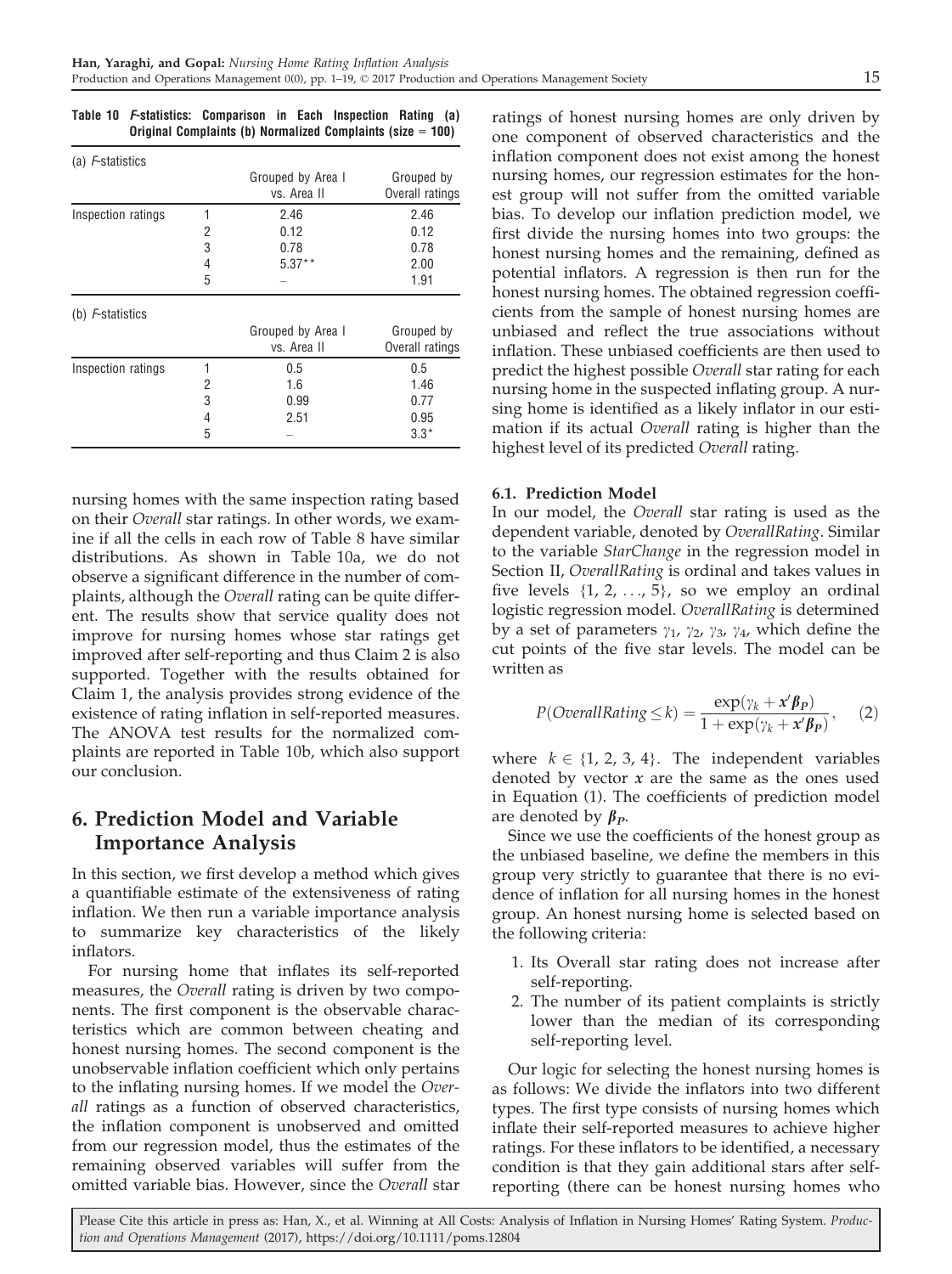**Table 10 F-statistics: Comparison in Each Inspection Rating (a) Original Complaints (b) Normalized Complaints (size = 100)**

(a) F-statistics

| | | Grouped by Area I vs. Area II | Grouped by Overall ratings |
|---|---|---|---|
| Inspection ratings | 1 | 2.46 | 2.46 |
| | 2 | 0.12 | 0.12 |
| | 3 | 0.78 | 0.78 |
| | 4 | 5.37** | 2.00 |
| | 5 | – | 1.91 |

(b) F-statistics

| | | Grouped by Area I vs. Area II | Grouped by Overall ratings |
|---|---|---|---|
| Inspection ratings | 1 | 0.5 | 0.5 |
| | 2 | 1.6 | 1.46 |
| | 3 | 0.99 | 0.77 |
| | 4 | 2.51 | 0.95 |
| | 5 | – | 3.3* |

nursing homes with the same inspection rating based on their *Overall* star ratings. In other words, we examine if all the cells in each row of Table 8 have similar distributions. As shown in Table 10a, we do not observe a significant difference in the number of complaints, although the *Overall* rating can be quite different. The results show that service quality does not improve for nursing homes whose star ratings get improved after self-reporting and thus Claim 2 is also supported. Together with the results obtained for Claim 1, the analysis provides strong evidence of the existence of rating inflation in self-reported measures. The ANOVA test results for the normalized complaints are reported in Table 10b, which also support our conclusion.

## 6. Prediction Model and Variable Importance Analysis

In this section, we first develop a method which gives a quantifiable estimate of the extensiveness of rating inflation. We then run a variable importance analysis to summarize key characteristics of the likely inflators.

For nursing home that inflates its self-reported measures, the *Overall* rating is driven by two components. The first component is the observable characteristics which are common between cheating and honest nursing homes. The second component is the unobservable inflation coefficient which only pertains to the inflating nursing homes. If we model the *Overall* ratings as a function of observed characteristics, the inflation component is unobserved and omitted from our regression model, thus the estimates of the remaining observed variables will suffer from the omitted variable bias. However, since the *Overall* star ratings of honest nursing homes are only driven by one component of observed characteristics and the inflation component does not exist among the honest nursing homes, our regression estimates for the honest group will not suffer from the omitted variable bias. To develop our inflation prediction model, we first divide the nursing homes into two groups: the honest nursing homes and the remaining, defined as potential inflators. A regression is then run for the honest nursing homes. The obtained regression coefficients from the sample of honest nursing homes are unbiased and reflect the true associations without inflation. These unbiased coefficients are then used to predict the highest possible *Overall* star rating for each nursing home in the suspected inflating group. A nursing home is identified as a likely inflator in our estimation if its actual *Overall* rating is higher than the highest level of its predicted *Overall* rating.

### 6.1. Prediction Model

In our model, the *Overall* star rating is used as the dependent variable, denoted by *OverallRating*. Similar to the variable *StarChange* in the regression model in Section II, *OverallRating* is ordinal and takes values in five levels $\{1, 2, \ldots, 5\}$, so we employ an ordinal logistic regression model. *OverallRating* is determined by a set of parameters $\gamma_1$, $\gamma_2$, $\gamma_3$, $\gamma_4$, which define the cut points of the five star levels. The model can be written as

$$P(OverallRating \leq k) = \frac{\exp(\gamma_k + \mathbf{x}'\boldsymbol{\beta}_P)}{1 + \exp(\gamma_k + \mathbf{x}'\boldsymbol{\beta}_P)}, \quad (2)$$

where $k \in \{1, 2, 3, 4\}$. The independent variables denoted by vector $\mathbf{x}$ are the same as the ones used in Equation (1). The coefficients of prediction model are denoted by $\boldsymbol{\beta}_P$.

Since we use the coefficients of the honest group as the unbiased baseline, we define the members in this group very strictly to guarantee that there is no evidence of inflation for all nursing homes in the honest group. An honest nursing home is selected based on the following criteria:

1. Its Overall star rating does not increase after self-reporting.
2. The number of its patient complaints is strictly lower than the median of its corresponding self-reporting level.

Our logic for selecting the honest nursing homes is as follows: We divide the inflators into two different types. The first type consists of nursing homes which inflate their self-reported measures to achieve higher ratings. For these inflators to be identified, a necessary condition is that they gain additional stars after self-reporting (there can be honest nursing homes who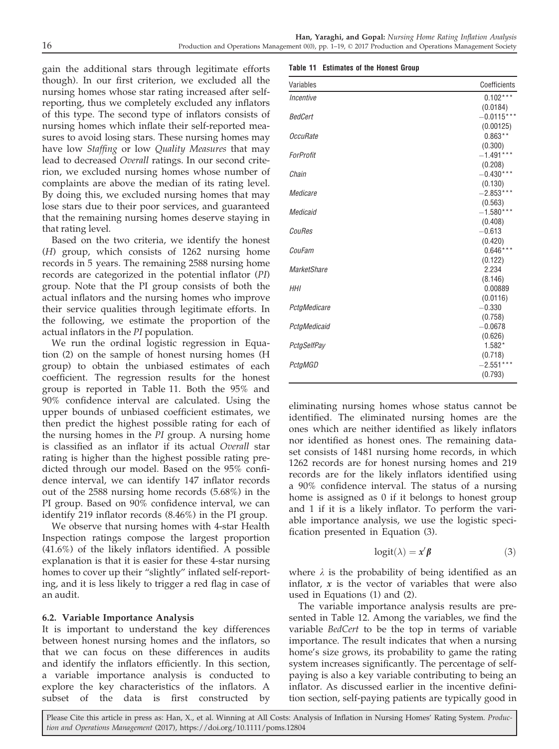gain the additional stars through legitimate efforts though). In our first criterion, we excluded all the nursing homes whose star rating increased after self-reporting, thus we completely excluded any inflators of this type. The second type of inflators consists of nursing homes which inflate their self-reported measures to avoid losing stars. These nursing homes may have low *Staffing* or low *Quality Measures* that may lead to decreased *Overall* ratings. In our second criterion, we excluded nursing homes whose number of complaints are above the median of its rating level. By doing this, we excluded nursing homes that may lose stars due to their poor services, and guaranteed that the remaining nursing homes deserve staying in that rating level.

Based on the two criteria, we identify the honest (*H*) group, which consists of 1262 nursing home records in 5 years. The remaining 2588 nursing home records are categorized in the potential inflator (*PI*) group. Note that the PI group consists of both the actual inflators and the nursing homes who improve their service qualities through legitimate efforts. In the following, we estimate the proportion of the actual inflators in the *PI* population.

We run the ordinal logistic regression in Equation (2) on the sample of honest nursing homes (H group) to obtain the unbiased estimates of each coefficient. The regression results for the honest group is reported in Table 11. Both the 95% and 90% confidence interval are calculated. Using the upper bounds of unbiased coefficient estimates, we then predict the highest possible rating for each of the nursing homes in the *PI* group. A nursing home is classified as an inflator if its actual *Overall* star rating is higher than the highest possible rating predicted through our model. Based on the 95% confidence interval, we can identify 147 inflator records out of the 2588 nursing home records (5.68%) in the PI group. Based on 90% confidence interval, we can identify 219 inflator records (8.46%) in the PI group.

We observe that nursing homes with 4-star Health Inspection ratings compose the largest proportion (41.6%) of the likely inflators identified. A possible explanation is that it is easier for these 4-star nursing homes to cover up their "slightly" inflated self-reporting, and it is less likely to trigger a red flag in case of an audit.

**Table 11 Estimates of the Honest Group**

| Variables | Coefficients |
|---|---|
| *Incentive* | 0.102*** |
| | (0.0184) |
| *BedCert* | −0.0115*** |
| | (0.00125) |
| *OccuRate* | 0.863** |
| | (0.300) |
| *ForProfit* | −1.491*** |
| | (0.208) |
| *Chain* | −0.430*** |
| | (0.130) |
| *Medicare* | −2.853*** |
| | (0.563) |
| *Medicaid* | −1.580*** |
| | (0.408) |
| *CouRes* | −0.613 |
| | (0.420) |
| *CouFam* | 0.646*** |
| | (0.122) |
| *MarketShare* | 2.234 |
| | (8.146) |
| *HHI* | 0.00889 |
| | (0.0116) |
| *PctgMedicare* | −0.330 |
| | (0.758) |
| *PctgMedicaid* | −0.0678 |
| | (0.626) |
| *PctgSelfPay* | 1.582* |
| | (0.718) |
| *PctgMGD* | −2.551*** |
| | (0.793) |

### 6.2. Variable Importance Analysis

It is important to understand the key differences between honest nursing homes and the inflators, so that we can focus on these differences in audits and identify the inflators efficiently. In this section, a variable importance analysis is conducted to explore the key characteristics of the inflators. A subset of the data is first constructed by eliminating nursing homes whose status cannot be identified. The eliminated nursing homes are the ones which are neither identified as likely inflators nor identified as honest ones. The remaining dataset consists of 1481 nursing home records, in which 1262 records are for honest nursing homes and 219 records are for the likely inflators identified using a 90% confidence interval. The status of a nursing home is assigned as 0 if it belongs to honest group and 1 if it is a likely inflator. To perform the variable importance analysis, we use the logistic specification presented in Equation (3).

$$\mathrm{logit}(\lambda) = \boldsymbol{x}'\boldsymbol{\beta} \tag{3}$$

where $\lambda$ is the probability of being identified as an inflator, $\boldsymbol{x}$ is the vector of variables that were also used in Equations (1) and (2).

The variable importance analysis results are presented in Table 12. Among the variables, we find the variable *BedCert* to be the top in terms of variable importance. The result indicates that when a nursing home's size grows, its probability to game the rating system increases significantly. The percentage of self-paying is also a key variable contributing to being an inflator. As discussed earlier in the incentive definition section, self-paying patients are typically good in

Please Cite this article in press as: Han, X., et al. Winning at All Costs: Analysis of Inflation in Nursing Homes' Rating System. *Production and Operations Management* (2017), https://doi.org/10.1111/poms.12804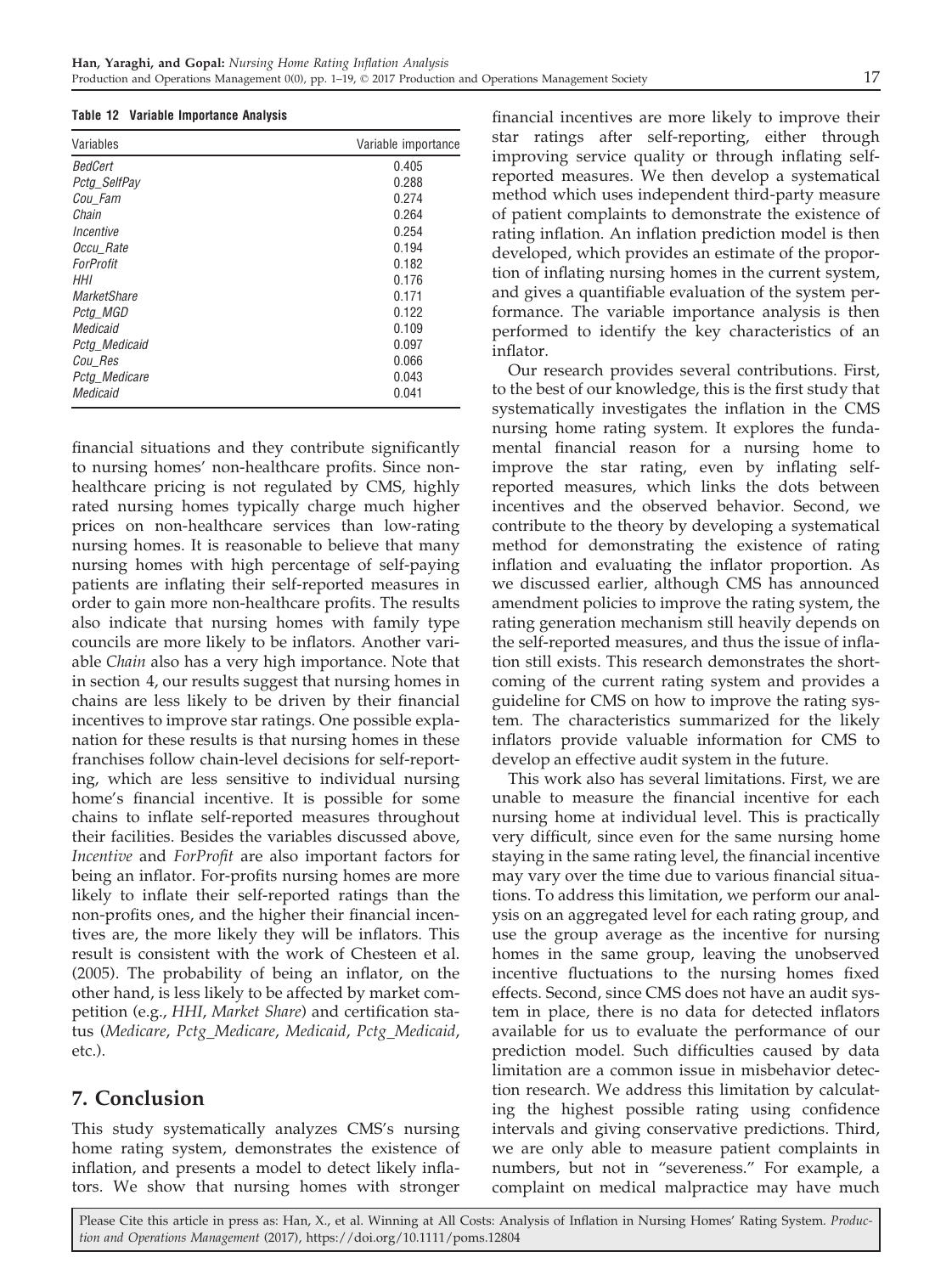**Table 12 Variable Importance Analysis**

| Variables | Variable importance |
|---|---|
| *BedCert* | 0.405 |
| *Pctg_SelfPay* | 0.288 |
| *Cou_Fam* | 0.274 |
| *Chain* | 0.264 |
| *Incentive* | 0.254 |
| *Occu_Rate* | 0.194 |
| *ForProfit* | 0.182 |
| *HHI* | 0.176 |
| *MarketShare* | 0.171 |
| *Pctg_MGD* | 0.122 |
| *Medicaid* | 0.109 |
| *Pctg_Medicaid* | 0.097 |
| *Cou_Res* | 0.066 |
| *Pctg_Medicare* | 0.043 |
| *Medicaid* | 0.041 |

financial situations and they contribute significantly to nursing homes' non-healthcare profits. Since non-healthcare pricing is not regulated by CMS, highly rated nursing homes typically charge much higher prices on non-healthcare services than low-rating nursing homes. It is reasonable to believe that many nursing homes with high percentage of self-paying patients are inflating their self-reported measures in order to gain more non-healthcare profits. The results also indicate that nursing homes with family type councils are more likely to be inflators. Another variable *Chain* also has a very high importance. Note that in section 4, our results suggest that nursing homes in chains are less likely to be driven by their financial incentives to improve star ratings. One possible explanation for these results is that nursing homes in these franchises follow chain-level decisions for self-reporting, which are less sensitive to individual nursing home's financial incentive. It is possible for some chains to inflate self-reported measures throughout their facilities. Besides the variables discussed above, *Incentive* and *ForProfit* are also important factors for being an inflator. For-profits nursing homes are more likely to inflate their self-reported ratings than the non-profits ones, and the higher their financial incentives are, the more likely they will be inflators. This result is consistent with the work of Chesteen et al. (2005). The probability of being an inflator, on the other hand, is less likely to be affected by market competition (e.g., *HHI*, *Market Share*) and certification status (*Medicare*, *Pctg_Medicare*, *Medicaid*, *Pctg_Medicaid*, etc.).

## 7. Conclusion

This study systematically analyzes CMS's nursing home rating system, demonstrates the existence of inflation, and presents a model to detect likely inflators. We show that nursing homes with stronger financial incentives are more likely to improve their star ratings after self-reporting, either through improving service quality or through inflating self-reported measures. We then develop a systematical method which uses independent third-party measure of patient complaints to demonstrate the existence of rating inflation. An inflation prediction model is then developed, which provides an estimate of the proportion of inflating nursing homes in the current system, and gives a quantifiable evaluation of the system performance. The variable importance analysis is then performed to identify the key characteristics of an inflator.

Our research provides several contributions. First, to the best of our knowledge, this is the first study that systematically investigates the inflation in the CMS nursing home rating system. It explores the fundamental financial reason for a nursing home to improve the star rating, even by inflating self-reported measures, which links the dots between incentives and the observed behavior. Second, we contribute to the theory by developing a systematical method for demonstrating the existence of rating inflation and evaluating the inflator proportion. As we discussed earlier, although CMS has announced amendment policies to improve the rating system, the rating generation mechanism still heavily depends on the self-reported measures, and thus the issue of inflation still exists. This research demonstrates the shortcoming of the current rating system and provides a guideline for CMS on how to improve the rating system. The characteristics summarized for the likely inflators provide valuable information for CMS to develop an effective audit system in the future.

This work also has several limitations. First, we are unable to measure the financial incentive for each nursing home at individual level. This is practically very difficult, since even for the same nursing home staying in the same rating level, the financial incentive may vary over the time due to various financial situations. To address this limitation, we perform our analysis on an aggregated level for each rating group, and use the group average as the incentive for nursing homes in the same group, leaving the unobserved incentive fluctuations to the nursing homes fixed effects. Second, since CMS does not have an audit system in place, there is no data for detected inflators available for us to evaluate the performance of our prediction model. Such difficulties caused by data limitation are a common issue in misbehavior detection research. We address this limitation by calculating the highest possible rating using confidence intervals and giving conservative predictions. Third, we are only able to measure patient complaints in numbers, but not in "severeness." For example, a complaint on medical malpractice may have much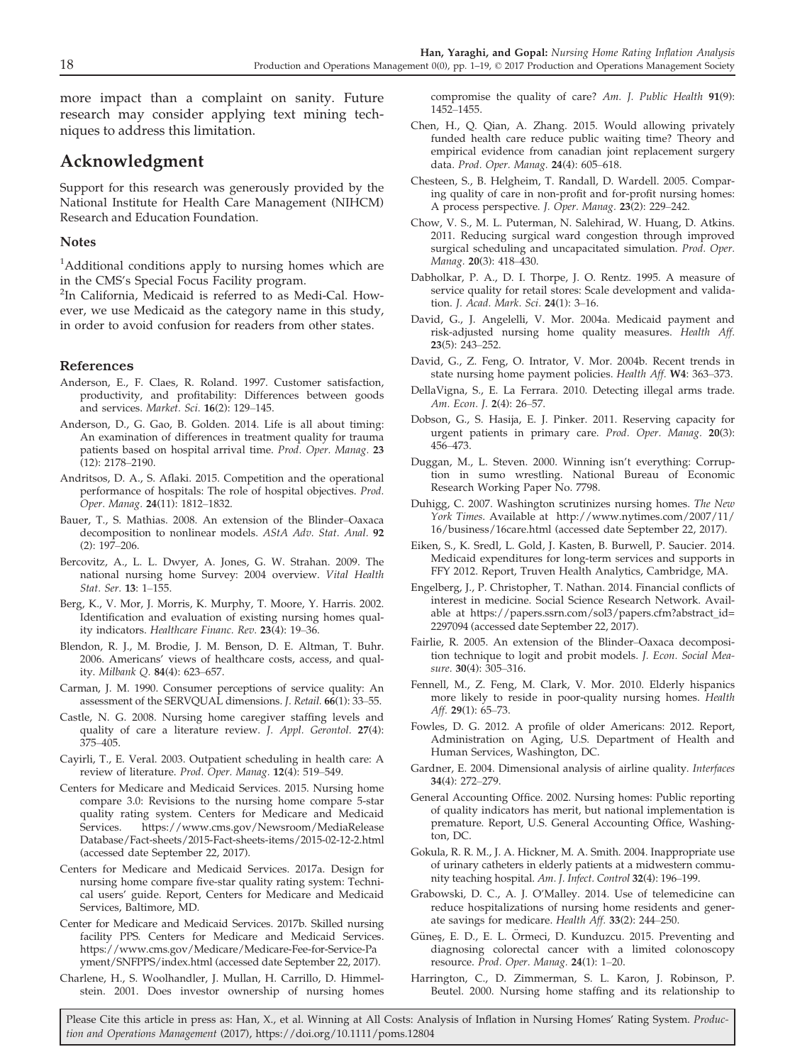more impact than a complaint on sanity. Future research may consider applying text mining techniques to address this limitation.

## Acknowledgment

Support for this research was generously provided by the National Institute for Health Care Management (NIHCM) Research and Education Foundation.

### Notes

[1]Additional conditions apply to nursing homes which are in the CMS's Special Focus Facility program.

[2]In California, Medicaid is referred to as Medi-Cal. However, we use Medicaid as the category name in this study, in order to avoid confusion for readers from other states.

### References

Anderson, E., F. Claes, R. Roland. 1997. Customer satisfaction, productivity, and profitability: Differences between goods and services. *Market. Sci.* **16**(2): 129–145.

Anderson, D., G. Gao, B. Golden. 2014. Life is all about timing: An examination of differences in treatment quality for trauma patients based on hospital arrival time. *Prod. Oper. Manag.* **23** (12): 2178–2190.

Andritsos, D. A., S. Aflaki. 2015. Competition and the operational performance of hospitals: The role of hospital objectives. *Prod. Oper. Manag.* **24**(11): 1812–1832.

Bauer, T., S. Mathias. 2008. An extension of the Blinder–Oaxaca decomposition to nonlinear models. *AStA Adv. Stat. Anal.* **92** (2): 197–206.

Bercovitz, A., L. L. Dwyer, A. Jones, G. W. Strahan. 2009. The national nursing home Survey: 2004 overview. *Vital Health Stat. Ser.* **13**: 1–155.

Berg, K., V. Mor, J. Morris, K. Murphy, T. Moore, Y. Harris. 2002. Identification and evaluation of existing nursing homes quality indicators. *Healthcare Financ. Rev.* **23**(4): 19–36.

Blendon, R. J., M. Brodie, J. M. Benson, D. E. Altman, T. Buhr. 2006. Americans' views of healthcare costs, access, and quality. *Milbank Q.* **84**(4): 623–657.

Carman, J. M. 1990. Consumer perceptions of service quality: An assessment of the SERVQUAL dimensions. *J. Retail.* **66**(1): 33–55.

Castle, N. G. 2008. Nursing home caregiver staffing levels and quality of care a literature review. *J. Appl. Gerontol.* **27**(4): 375–405.

Cayirli, T., E. Veral. 2003. Outpatient scheduling in health care: A review of literature. *Prod. Oper. Manag.* **12**(4): 519–549.

Centers for Medicare and Medicaid Services. 2015. Nursing home compare 3.0: Revisions to the nursing home compare 5-star quality rating system. Centers for Medicare and Medicaid Services. https://www.cms.gov/Newsroom/MediaReleaseDatabase/Fact-sheets/2015-Fact-sheets-items/2015-02-12-2.html (accessed date September 22, 2017).

Centers for Medicare and Medicaid Services. 2017a. Design for nursing home compare five-star quality rating system: Technical users' guide. Report, Centers for Medicare and Medicaid Services, Baltimore, MD.

Center for Medicare and Medicaid Services. 2017b. Skilled nursing facility PPS. Centers for Medicare and Medicaid Services. https://www.cms.gov/Medicare/Medicare-Fee-for-Service-Payment/SNFPPS/index.html (accessed date September 22, 2017).

Charlene, H., S. Woolhandler, J. Mullan, H. Carrillo, D. Himmelstein. 2001. Does investor ownership of nursing homes compromise the quality of care? *Am. J. Public Health* **91**(9): 1452–1455.

Chen, H., Q. Qian, A. Zhang. 2015. Would allowing privately funded health care reduce public waiting time? Theory and empirical evidence from canadian joint replacement surgery data. *Prod. Oper. Manag.* **24**(4): 605–618.

Chesteen, S., B. Helgheim, T. Randall, D. Wardell. 2005. Comparing quality of care in non-profit and for-profit nursing homes: A process perspective. *J. Oper. Manag.* **23**(2): 229–242.

Chow, V. S., M. L. Puterman, N. Salehirad, W. Huang, D. Atkins. 2011. Reducing surgical ward congestion through improved surgical scheduling and uncapacitated simulation. *Prod. Oper. Manag.* **20**(3): 418–430.

Dabholkar, P. A., D. I. Thorpe, J. O. Rentz. 1995. A measure of service quality for retail stores: Scale development and validation. *J. Acad. Mark. Sci.* **24**(1): 3–16.

David, G., J. Angelelli, V. Mor. 2004a. Medicaid payment and risk-adjusted nursing home quality measures. *Health Aff.* **23**(5): 243–252.

David, G., Z. Feng, O. Intrator, V. Mor. 2004b. Recent trends in state nursing home payment policies. *Health Aff.* **W4**: 363–373.

DellaVigna, S., E. La Ferrara. 2010. Detecting illegal arms trade. *Am. Econ. J.* **2**(4): 26–57.

Dobson, G., S. Hasija, E. J. Pinker. 2011. Reserving capacity for urgent patients in primary care. *Prod. Oper. Manag.* **20**(3): 456–473.

Duggan, M., L. Steven. 2000. Winning isn't everything: Corruption in sumo wrestling. National Bureau of Economic Research Working Paper No. 7798.

Duhigg, C. 2007. Washington scrutinizes nursing homes. *The New York Times*. Available at http://www.nytimes.com/2007/11/16/business/16care.html (accessed date September 22, 2017).

Eiken, S., K. Sredl, L. Gold, J. Kasten, B. Burwell, P. Saucier. 2014. Medicaid expenditures for long-term services and supports in FFY 2012. Report, Truven Health Analytics, Cambridge, MA.

Engelberg, J., P. Christopher, T. Nathan. 2014. Financial conflicts of interest in medicine. Social Science Research Network. Available at https://papers.ssrn.com/sol3/papers.cfm?abstract_id=2297094 (accessed date September 22, 2017).

Fairlie, R. 2005. An extension of the Blinder–Oaxaca decomposition technique to logit and probit models. *J. Econ. Social Measure.* **30**(4): 305–316.

Fennell, M., Z. Feng, M. Clark, V. Mor. 2010. Elderly hispanics more likely to reside in poor-quality nursing homes. *Health Aff.* **29**(1): 65–73.

Fowles, D. G. 2012. A profile of older Americans: 2012. Report, Administration on Aging, U.S. Department of Health and Human Services, Washington, DC.

Gardner, E. 2004. Dimensional analysis of airline quality. *Interfaces* **34**(4): 272–279.

General Accounting Office. 2002. Nursing homes: Public reporting of quality indicators has merit, but national implementation is premature. Report, U.S. General Accounting Office, Washington, DC.

Gokula, R. R. M., J. A. Hickner, M. A. Smith. 2004. Inappropriate use of urinary catheters in elderly patients at a midwestern community teaching hospital. *Am. J. Infect. Control* **32**(4): 196–199.

Grabowski, D. C., A. J. O'Malley. 2014. Use of telemedicine can reduce hospitalizations of nursing home residents and generate savings for medicare. *Health Aff.* **33**(2): 244–250.

Güneş, E. D., E. L. Örmeci, D. Kunduzcu. 2015. Preventing and diagnosing colorectal cancer with a limited colonoscopy resource. *Prod. Oper. Manag.* **24**(1): 1–20.

Harrington, C., D. Zimmerman, S. L. Karon, J. Robinson, P. Beutel. 2000. Nursing home staffing and its relationship to

Please Cite this article in press as: Han, X., et al. Winning at All Costs: Analysis of Inflation in Nursing Homes' Rating System. *Production and Operations Management* (2017), https://doi.org/10.1111/poms.12804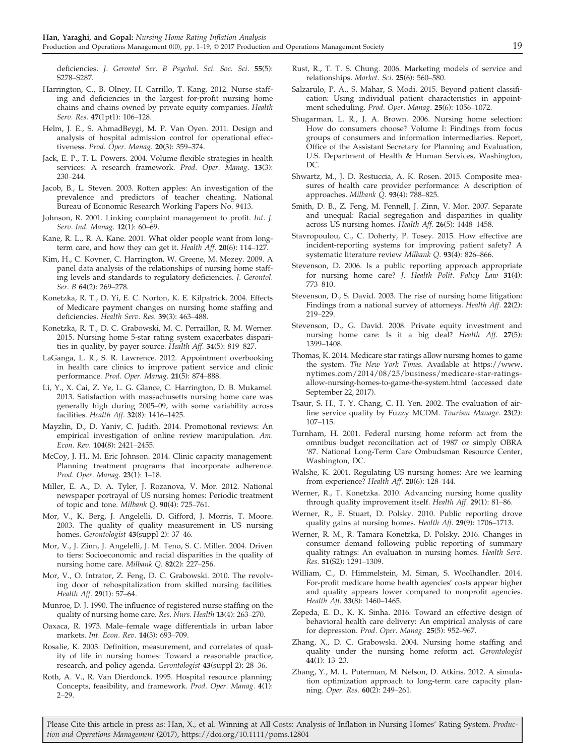deficiencies. *J. Gerontol Ser. B Psychol. Sci. Soc. Sci.* **55**(5): S278–S287.

Harrington, C., B. Olney, H. Carrillo, T. Kang. 2012. Nurse staffing and deficiencies in the largest for-profit nursing home chains and chains owned by private equity companies. *Health Serv. Res.* **47**(1pt1): 106–128.

Helm, J. E., S. AhmadBeygi, M. P. Van Oyen. 2011. Design and analysis of hospital admission control for operational effectiveness. *Prod. Oper. Manag.* **20**(3): 359–374.

Jack, E. P., T. L. Powers. 2004. Volume flexible strategies in health services: A research framework. *Prod. Oper. Manag.* **13**(3): 230–244.

Jacob, B., L. Steven. 2003. Rotten apples: An investigation of the prevalence and predictors of teacher cheating. National Bureau of Economic Research Working Papers No. 9413.

Johnson, R. 2001. Linking complaint management to profit. *Int. J. Serv. Ind. Manag.* **12**(1): 60–69.

Kane, R. L., R. A. Kane. 2001. What older people want from long-term care, and how they can get it. *Health Aff.* **20**(6): 114–127.

Kim, H., C. Kovner, C. Harrington, W. Greene, M. Mezey. 2009. A panel data analysis of the relationships of nursing home staffing levels and standards to regulatory deficiencies. *J. Gerontol. Ser. B* **64**(2): 269–278.

Konetzka, R. T., D. Yi, E. C. Norton, K. E. Kilpatrick. 2004. Effects of Medicare payment changes on nursing home staffing and deficiencies. *Health Serv. Res.* **39**(3): 463–488.

Konetzka, R. T., D. C. Grabowski, M. C. Perraillon, R. M. Werner. 2015. Nursing home 5-star rating system exacerbates disparities in quality, by payer source. *Health Aff.* **34**(5): 819–827.

LaGanga, L. R., S. R. Lawrence. 2012. Appointment overbooking in health care clinics to improve patient service and clinic performance. *Prod. Oper. Manag.* **21**(5): 874–888.

Li, Y., X. Cai, Z. Ye, L. G. Glance, C. Harrington, D. B. Mukamel. 2013. Satisfaction with massachusetts nursing home care was generally high during 2005–09, with some variability across facilities. *Health Aff.* **32**(8): 1416–1425.

Mayzlin, D., D. Yaniv, C. Judith. 2014. Promotional reviews: An empirical investigation of online review manipulation. *Am. Econ. Rev.* **104**(8): 2421–2455.

McCoy, J. H., M. Eric Johnson. 2014. Clinic capacity management: Planning treatment programs that incorporate adherence. *Prod. Oper. Manag.* **23**(1): 1–18.

Miller, E. A., D. A. Tyler, J. Rozanova, V. Mor. 2012. National newspaper portrayal of US nursing homes: Periodic treatment of topic and tone. *Milbank Q.* **90**(4): 725–761.

Mor, V., K. Berg, J. Angelelli, D. Gifford, J. Morris, T. Moore. 2003. The quality of quality measurement in US nursing homes. *Gerontologist* **43**(suppl 2): 37–46.

Mor, V., J. Zinn, J. Angelelli, J. M. Teno, S. C. Miller. 2004. Driven to tiers: Socioeconomic and racial disparities in the quality of nursing home care. *Milbank Q.* **82**(2): 227–256.

Mor, V., O. Intrator, Z. Feng, D. C. Grabowski. 2010. The revolving door of rehospitalization from skilled nursing facilities. *Health Aff.* **29**(1): 57–64.

Munroe, D. J. 1990. The influence of registered nurse staffing on the quality of nursing home care. *Res. Nurs. Health* **13**(4): 263–270.

Oaxaca, R. 1973. Male–female wage differentials in urban labor markets. *Int. Econ. Rev.* **14**(3): 693–709.

Rosalie, K. 2003. Definition, measurement, and correlates of quality of life in nursing homes: Toward a reasonable practice, research, and policy agenda. *Gerontologist* **43**(suppl 2): 28–36.

Roth, A. V., R. Van Dierdonck. 1995. Hospital resource planning: Concepts, feasibility, and framework. *Prod. Oper. Manag.* **4**(1): 2–29.

Rust, R., T. T. S. Chung. 2006. Marketing models of service and relationships. *Market. Sci.* **25**(6): 560–580.

Salzarulo, P. A., S. Mahar, S. Modi. 2015. Beyond patient classification: Using individual patient characteristics in appointment scheduling. *Prod. Oper. Manag.* **25**(6): 1056–1072.

Shugarman, L. R., J. A. Brown. 2006. Nursing home selection: How do consumers choose? Volume I: Findings from focus groups of consumers and information intermediaries. Report, Office of the Assistant Secretary for Planning and Evaluation, U.S. Department of Health & Human Services, Washington, DC.

Shwartz, M., J. D. Restuccia, A. K. Rosen. 2015. Composite measures of health care provider performance: A description of approaches. *Milbank Q.* **93**(4): 788–825.

Smith, D. B., Z. Feng, M. Fennell, J. Zinn, V. Mor. 2007. Separate and unequal: Racial segregation and disparities in quality across US nursing homes. *Health Aff.* **26**(5): 1448–1458.

Stavropoulou, C., C. Doherty, P. Tosey. 2015. How effective are incident-reporting systems for improving patient safety? A systematic literature review *Milbank Q.* **93**(4): 826–866.

Stevenson, D. 2006. Is a public reporting approach appropriate for nursing home care? *J. Health Polit. Policy Law* **31**(4): 773–810.

Stevenson, D., S. David. 2003. The rise of nursing home litigation: Findings from a national survey of attorneys. *Health Aff.* **22**(2): 219–229.

Stevenson, D., G. David. 2008. Private equity investment and nursing home care: Is it a big deal? *Health Aff.* **27**(5): 1399–1408.

Thomas, K. 2014. Medicare star ratings allow nursing homes to game the system. *The New York Times*. Available at https://www.nytimes.com/2014/08/25/business/medicare-star-ratings-allow-nursing-homes-to-game-the-system.html (accessed date September 22, 2017).

Tsaur, S. H., T. Y. Chang, C. H. Yen. 2002. The evaluation of airline service quality by Fuzzy MCDM. *Tourism Manage.* **23**(2): 107–115.

Turnham, H. 2001. Federal nursing home reform act from the omnibus budget reconciliation act of 1987 or simply OBRA '87. National Long-Term Care Ombudsman Resource Center, Washington, DC.

Walshe, K. 2001. Regulating US nursing homes: Are we learning from experience? *Health Aff.* **20**(6): 128–144.

Werner, R., T. Konetzka. 2010. Advancing nursing home quality through quality improvement itself. *Health Aff.* **29**(1): 81–86.

Werner, R., E. Stuart, D. Polsky. 2010. Public reporting drove quality gains at nursing homes. *Health Aff.* **29**(9): 1706–1713.

Werner, R. M., R. Tamara Konetzka, D. Polsky. 2016. Changes in consumer demand following public reporting of summary quality ratings: An evaluation in nursing homes. *Health Serv. Res.* **51**(S2): 1291–1309.

William, C., D. Himmelstein, M. Siman, S. Woolhandler. 2014. For-profit medicare home health agencies' costs appear higher and quality appears lower compared to nonprofit agencies. *Health Aff.* **33**(8): 1460–1465.

Zepeda, E. D., K. K. Sinha. 2016. Toward an effective design of behavioral health care delivery: An empirical analysis of care for depression. *Prod. Oper. Manag.* **25**(5): 952–967.

Zhang, X., D. C. Grabowski. 2004. Nursing home staffing and quality under the nursing home reform act. *Gerontologist* **44**(1): 13–23.

Zhang, Y., M. L. Puterman, M. Nelson, D. Atkins. 2012. A simulation optimization approach to long-term care capacity planning. *Oper. Res.* **60**(2): 249–261.

Please Cite this article in press as: Han, X., et al. Winning at All Costs: Analysis of Inflation in Nursing Homes' Rating System. *Production and Operations Management* (2017), https://doi.org/10.1111/poms.12804